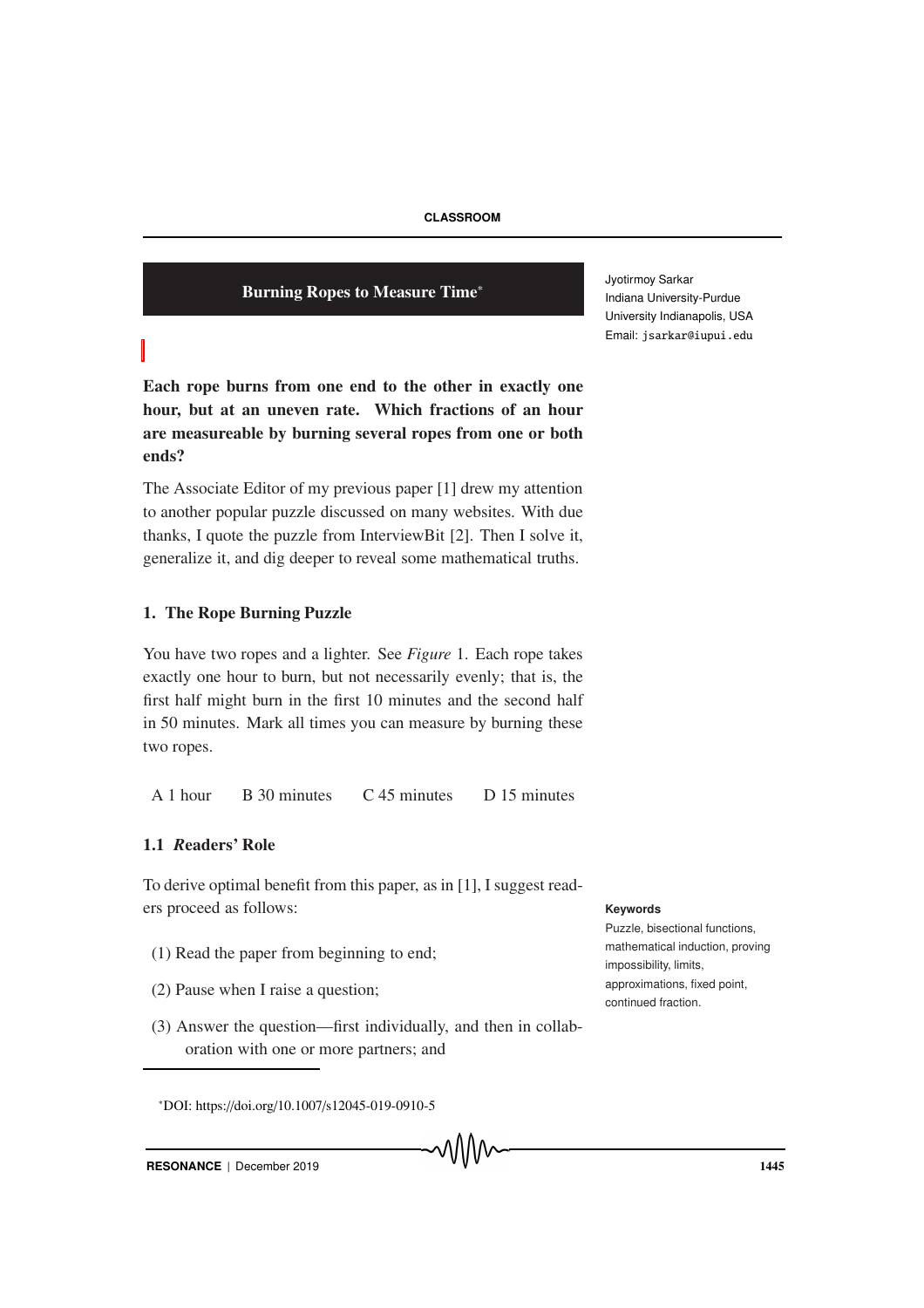# Burning Ropes to Measure Time*

Jyotirmoy Sarkar
Indiana University-Purdue University Indianapolis, USA
Email: jsarkar@iupui.edu

**Each rope burns from one end to the other in exactly one hour, but at an uneven rate. Which fractions of an hour are measureable by burning several ropes from one or both ends?**

The Associate Editor of my previous paper [1] drew my attention to another popular puzzle discussed on many websites. With due thanks, I quote the puzzle from InterviewBit [2]. Then I solve it, generalize it, and dig deeper to reveal some mathematical truths.

## 1. The Rope Burning Puzzle

You have two ropes and a lighter. See *Figure* 1. Each rope takes exactly one hour to burn, but not necessarily evenly; that is, the first half might burn in the first 10 minutes and the second half in 50 minutes. Mark all times you can measure by burning these two ropes.

A 1 hour B 30 minutes C 45 minutes D 15 minutes

### 1.1 *R*eaders' Role

To derive optimal benefit from this paper, as in [1], I suggest readers proceed as follows:

(1) Read the paper from beginning to end;

(2) Pause when I raise a question;

(3) Answer the question—first individually, and then in collaboration with one or more partners; and

**Keywords**

Puzzle, bisectional functions, mathematical induction, proving impossibility, limits, approximations, fixed point, continued fraction.

*DOI: https://doi.org/10.1007/s12045-019-0910-5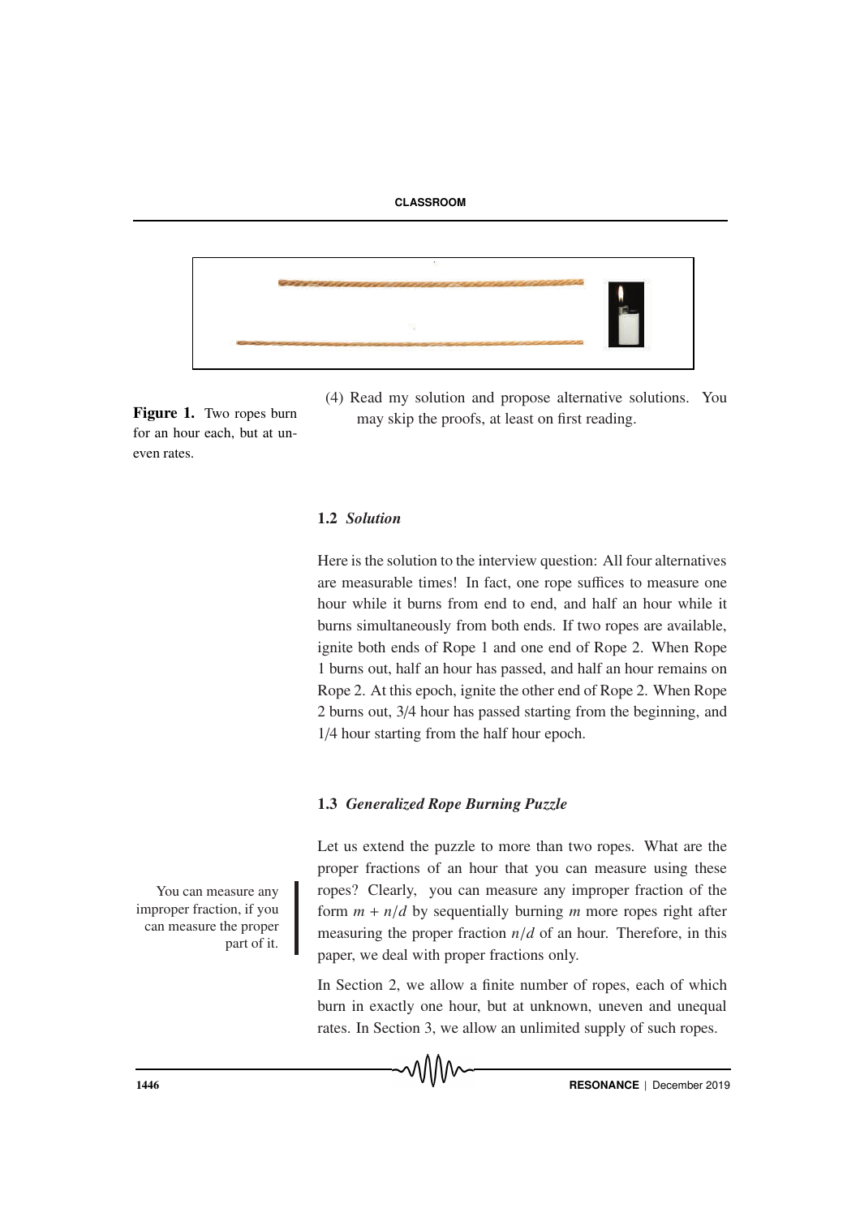Figure 1. Two ropes burn for an hour each, but at uneven rates.

(4) Read my solution and propose alternative solutions. You may skip the proofs, at least on first reading.

### 1.2 *Solution*

Here is the solution to the interview question: All four alternatives are measurable times! In fact, one rope suffices to measure one hour while it burns from end to end, and half an hour while it burns simultaneously from both ends. If two ropes are available, ignite both ends of Rope 1 and one end of Rope 2. When Rope 1 burns out, half an hour has passed, and half an hour remains on Rope 2. At this epoch, ignite the other end of Rope 2. When Rope 2 burns out, 3/4 hour has passed starting from the beginning, and 1/4 hour starting from the half hour epoch.

### 1.3 *Generalized Rope Burning Puzzle*

Let us extend the puzzle to more than two ropes. What are the proper fractions of an hour that you can measure using these ropes? Clearly, you can measure any improper fraction of the form $m + n/d$ by sequentially burning $m$ more ropes right after measuring the proper fraction $n/d$ of an hour. Therefore, in this paper, we deal with proper fractions only.

You can measure any improper fraction, if you can measure the proper part of it.

In Section 2, we allow a finite number of ropes, each of which burn in exactly one hour, but at unknown, uneven and unequal rates. In Section 3, we allow an unlimited supply of such ropes.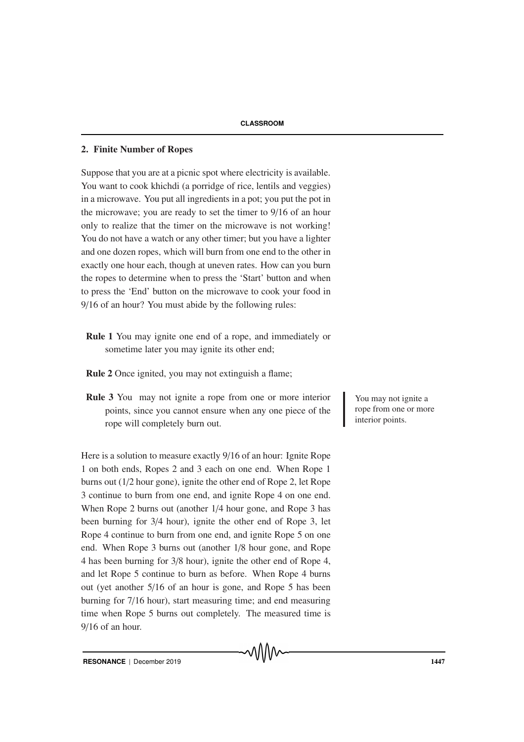## 2. Finite Number of Ropes

Suppose that you are at a picnic spot where electricity is available. You want to cook khichdi (a porridge of rice, lentils and veggies) in a microwave. You put all ingredients in a pot; you put the pot in the microwave; you are ready to set the timer to 9/16 of an hour only to realize that the timer on the microwave is not working! You do not have a watch or any other timer; but you have a lighter and one dozen ropes, which will burn from one end to the other in exactly one hour each, though at uneven rates. How can you burn the ropes to determine when to press the 'Start' button and when to press the 'End' button on the microwave to cook your food in 9/16 of an hour? You must abide by the following rules:

**Rule 1** You may ignite one end of a rope, and immediately or sometime later you may ignite its other end;

**Rule 2** Once ignited, you may not extinguish a flame;

**Rule 3** You may not ignite a rope from one or more interior points, since you cannot ensure when any one piece of the rope will completely burn out.

You may not ignite a rope from one or more interior points.

Here is a solution to measure exactly 9/16 of an hour: Ignite Rope 1 on both ends, Ropes 2 and 3 each on one end. When Rope 1 burns out (1/2 hour gone), ignite the other end of Rope 2, let Rope 3 continue to burn from one end, and ignite Rope 4 on one end. When Rope 2 burns out (another 1/4 hour gone, and Rope 3 has been burning for 3/4 hour), ignite the other end of Rope 3, let Rope 4 continue to burn from one end, and ignite Rope 5 on one end. When Rope 3 burns out (another 1/8 hour gone, and Rope 4 has been burning for 3/8 hour), ignite the other end of Rope 4, and let Rope 5 continue to burn as before. When Rope 4 burns out (yet another 5/16 of an hour is gone, and Rope 5 has been burning for 7/16 hour), start measuring time; and end measuring time when Rope 5 burns out completely. The measured time is 9/16 of an hour.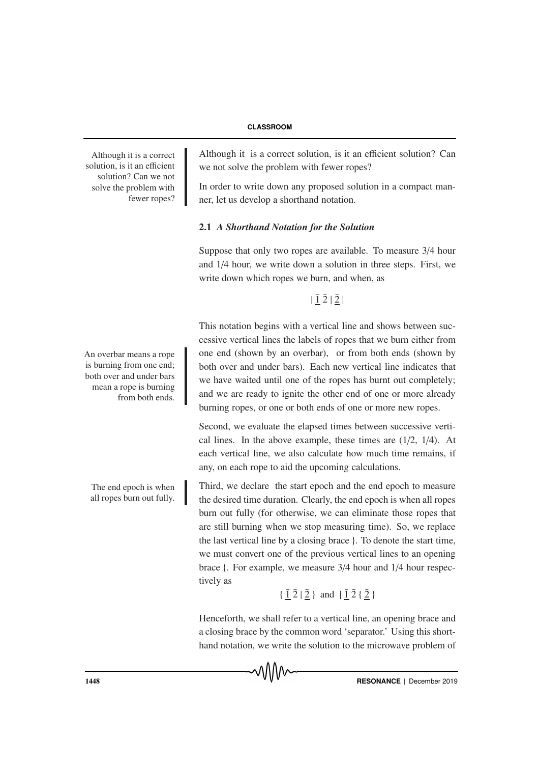Although it is a correct solution, is it an efficient solution? Can we not solve the problem with fewer ropes?

Although it is a correct solution, is it an efficient solution? Can we not solve the problem with fewer ropes?

In order to write down any proposed solution in a compact manner, let us develop a shorthand notation.

### 2.1 *A Shorthand Notation for the Solution*

Suppose that only two ropes are available. To measure 3/4 hour and 1/4 hour, we write down a solution in three steps. First, we write down which ropes we burn, and when, as

$$| \underline{\bar{1}} \, \bar{2} \, | \, \underline{\bar{2}} \, |$$

An overbar means a rope is burning from one end; both over and under bars mean a rope is burning from both ends.

This notation begins with a vertical line and shows between successive vertical lines the labels of ropes that we burn either from one end (shown by an overbar), or from both ends (shown by both over and under bars). Each new vertical line indicates that we have waited until one of the ropes has burnt out completely; and we are ready to ignite the other end of one or more already burning ropes, or one or both ends of one or more new ropes.

Second, we evaluate the elapsed times between successive vertical lines. In the above example, these times are (1/2, 1/4). At each vertical line, we also calculate how much time remains, if any, on each rope to aid the upcoming calculations.

The end epoch is when all ropes burn out fully.

Third, we declare the start epoch and the end epoch to measure the desired time duration. Clearly, the end epoch is when all ropes burn out fully (for otherwise, we can eliminate those ropes that are still burning when we stop measuring time). So, we replace the last vertical line by a closing brace }. To denote the start time, we must convert one of the previous vertical lines to an opening brace {. For example, we measure 3/4 hour and 1/4 hour respectively as

$$\{ \, \underline{\bar{1}} \, \bar{2} \, | \, \underline{\bar{2}} \, \} \text{ and } | \, \underline{\bar{1}} \, \bar{2} \, \{ \, \underline{\bar{2}} \, \}$$

Henceforth, we shall refer to a vertical line, an opening brace and a closing brace by the common word 'separator.' Using this shorthand notation, we write the solution to the microwave problem of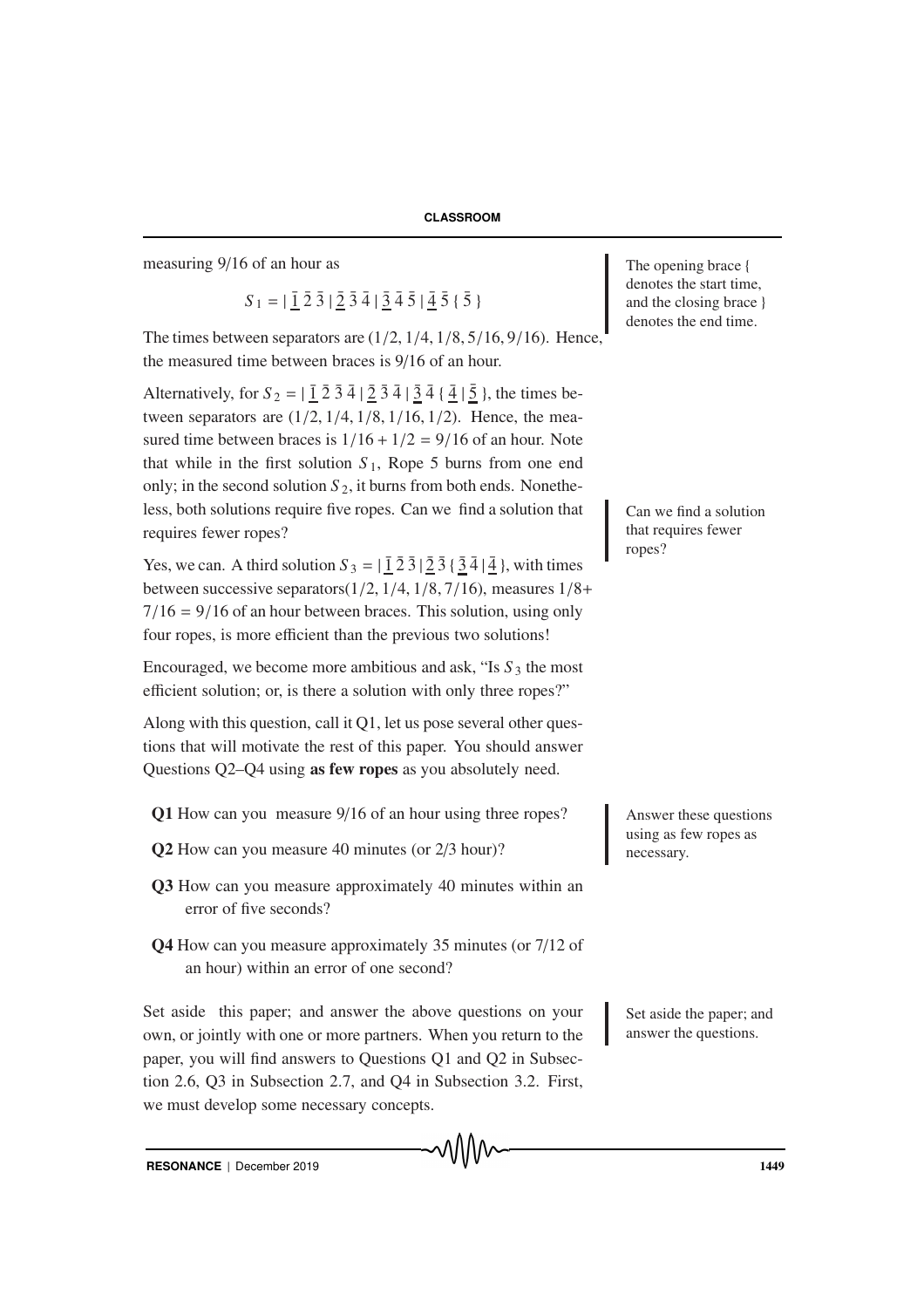measuring 9/16 of an hour as

$$S_1 = |\ \underline{\bar{1}}\ \bar{2}\ \bar{3}\ |\ \underline{\bar{2}}\ \bar{3}\ \bar{4}\ |\ \underline{\bar{3}}\ \bar{4}\ \bar{5}\ |\ \underline{\bar{4}}\ \bar{5}\ \{\ \bar{5}\ \}$$

The opening brace { denotes the start time, and the closing brace } denotes the end time.

The times between separators are $(1/2, 1/4, 1/8, 5/16, 9/16)$. Hence, the measured time between braces is 9/16 of an hour.

Alternatively, for $S_2 = |\ \underline{\bar{1}}\ \bar{2}\ \bar{3}\ \bar{4}\ |\ \underline{\bar{2}}\ \bar{3}\ \bar{4}\ |\ \underline{\bar{3}}\ \bar{4}\ \{\ \underline{\bar{4}}\ |\ \underline{\bar{5}}\ \}$, the times between separators are $(1/2, 1/4, 1/8, 1/16, 1/2)$. Hence, the measured time between braces is $1/16 + 1/2 = 9/16$ of an hour. Note that while in the first solution $S_1$, Rope 5 burns from one end only; in the second solution $S_2$, it burns from both ends. Nonetheless, both solutions require five ropes. Can we find a solution that requires fewer ropes?

Can we find a solution that requires fewer ropes?

Yes, we can. A third solution $S_3 = |\ \underline{\bar{1}}\ \bar{2}\ \bar{3}\ |\ \underline{\bar{2}}\ \bar{3}\ \{\ \underline{\bar{3}}\ \bar{4}\ |\ \underline{\bar{4}}\ \}$, with times between successive separators$(1/2, 1/4, 1/8, 7/16)$, measures $1/8 + 7/16 = 9/16$ of an hour between braces. This solution, using only four ropes, is more efficient than the previous two solutions!

Encouraged, we become more ambitious and ask, "Is $S_3$ the most efficient solution; or, is there a solution with only three ropes?"

Along with this question, call it Q1, let us pose several other questions that will motivate the rest of this paper. You should answer Questions Q2–Q4 using **as few ropes** as you absolutely need.

Answer these questions using as few ropes as necessary.

- **Q1** How can you measure 9/16 of an hour using three ropes?
- **Q2** How can you measure 40 minutes (or 2/3 hour)?
- **Q3** How can you measure approximately 40 minutes within an error of five seconds?
- **Q4** How can you measure approximately 35 minutes (or 7/12 of an hour) within an error of one second?

Set aside this paper; and answer the above questions on your own, or jointly with one or more partners. When you return to the paper, you will find answers to Questions Q1 and Q2 in Subsection 2.6, Q3 in Subsection 2.7, and Q4 in Subsection 3.2. First, we must develop some necessary concepts.

Set aside the paper; and answer the questions.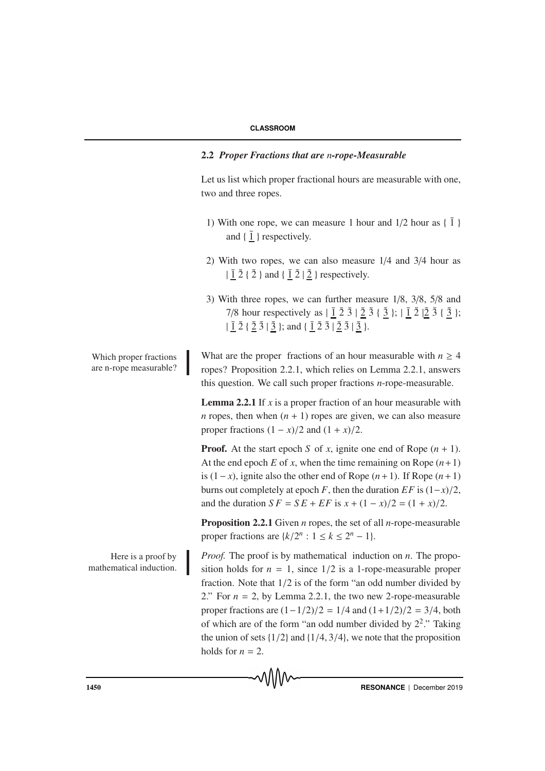### 2.2 *Proper Fractions that are n-rope-Measurable*

Let us list which proper fractional hours are measurable with one, two and three ropes.

1) With one rope, we can measure 1 hour and 1/2 hour as { $\bar{1}$ } and { $\underline{\bar{1}}$ } respectively.

2) With two ropes, we can also measure 1/4 and 3/4 hour as | $\underline{\bar{1}}$ $\bar{2}$ { $\bar{2}$ } and { $\underline{\bar{1}}$ $\bar{2}$ | $\underline{\bar{2}}$ } respectively.

3) With three ropes, we can further measure 1/8, 3/8, 5/8 and 7/8 hour respectively as | $\underline{\bar{1}}$ $\bar{2}$ $\bar{3}$ | $\underline{\bar{2}}$ $\bar{3}$ { $\underline{\bar{3}}$ }; | $\underline{\bar{1}}$ $\bar{2}$ |$\underline{\bar{2}}$ $\bar{3}$ { $\underline{\bar{3}}$ }; | $\underline{\bar{1}}$ $\bar{2}$ { $\underline{\bar{2}}$ $\bar{3}$ | $\underline{\bar{3}}$ }; and { $\underline{\bar{1}}$ $\bar{2}$ $\bar{3}$ | $\underline{\bar{2}}$ $\bar{3}$ | $\underline{\bar{3}}$ }.

Which proper fractions are n-rope measurable?

What are the proper fractions of an hour measurable with $n \geq 4$ ropes? Proposition 2.2.1, which relies on Lemma 2.2.1, answers this question. We call such proper fractions *n*-rope-measurable.

**Lemma 2.2.1** If $x$ is a proper fraction of an hour measurable with $n$ ropes, then when $(n + 1)$ ropes are given, we can also measure proper fractions $(1 - x)/2$ and $(1 + x)/2$.

**Proof.** At the start epoch $S$ of $x$, ignite one end of Rope $(n + 1)$. At the end epoch $E$ of $x$, when the time remaining on Rope $(n+1)$ is $(1-x)$, ignite also the other end of Rope $(n+1)$. If Rope $(n+1)$ burns out completely at epoch $F$, then the duration $EF$ is $(1-x)/2$, and the duration $SF = SE + EF$ is $x + (1 - x)/2 = (1 + x)/2$.

**Proposition 2.2.1** Given $n$ ropes, the set of all $n$-rope-measurable proper fractions are $\{k/2^n : 1 \leq k \leq 2^n - 1\}$.

Here is a proof by mathematical induction.

*Proof.* The proof is by mathematical induction on $n$. The proposition holds for $n = 1$, since $1/2$ is a 1-rope-measurable proper fraction. Note that $1/2$ is of the form "an odd number divided by 2." For $n = 2$, by Lemma 2.2.1, the two new 2-rope-measurable proper fractions are $(1-1/2)/2 = 1/4$ and $(1+1/2)/2 = 3/4$, both of which are of the form "an odd number divided by $2^2$." Taking the union of sets $\{1/2\}$ and $\{1/4, 3/4\}$, we note that the proposition holds for $n = 2$.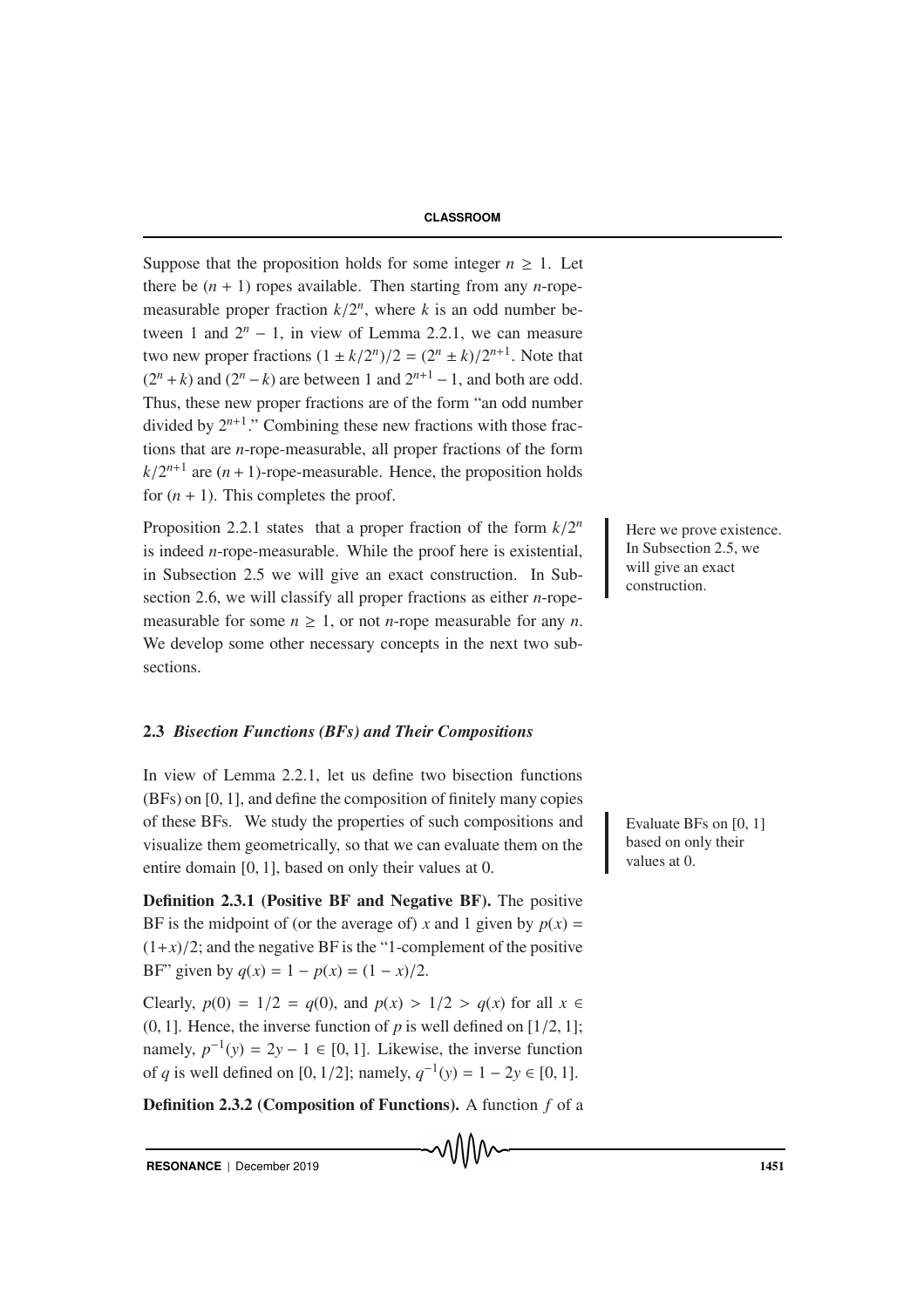Suppose that the proposition holds for some integer $n \geq 1$. Let there be $(n + 1)$ ropes available. Then starting from any $n$-rope-measurable proper fraction $k/2^n$, where $k$ is an odd number between 1 and $2^n - 1$, in view of Lemma 2.2.1, we can measure two new proper fractions $(1 \pm k/2^n)/2 = (2^n \pm k)/2^{n+1}$. Note that $(2^n + k)$ and $(2^n - k)$ are between 1 and $2^{n+1} - 1$, and both are odd. Thus, these new proper fractions are of the form "an odd number divided by $2^{n+1}$." Combining these new fractions with those fractions that are $n$-rope-measurable, all proper fractions of the form $k/2^{n+1}$ are $(n + 1)$-rope-measurable. Hence, the proposition holds for $(n + 1)$. This completes the proof.

Proposition 2.2.1 states that a proper fraction of the form $k/2^n$ is indeed $n$-rope-measurable. While the proof here is existential, in Subsection 2.5 we will give an exact construction. In Subsection 2.6, we will classify all proper fractions as either $n$-rope-measurable for some $n \geq 1$, or not $n$-rope measurable for any $n$. We develop some other necessary concepts in the next two subsections.

Here we prove existence. In Subsection 2.5, we will give an exact construction.

### 2.3 *Bisection Functions (BFs) and Their Compositions*

In view of Lemma 2.2.1, let us define two bisection functions (BFs) on $[0, 1]$, and define the composition of finitely many copies of these BFs. We study the properties of such compositions and visualize them geometrically, so that we can evaluate them on the entire domain $[0, 1]$, based on only their values at 0.

Evaluate BFs on $[0, 1]$ based on only their values at 0.

**Definition 2.3.1 (Positive BF and Negative BF).** The positive BF is the midpoint of (or the average of) $x$ and 1 given by $p(x) = (1+x)/2$; and the negative BF is the "1-complement of the positive BF" given by $q(x) = 1 - p(x) = (1 - x)/2$.

Clearly, $p(0) = 1/2 = q(0)$, and $p(x) > 1/2 > q(x)$ for all $x \in (0, 1]$. Hence, the inverse function of $p$ is well defined on $[1/2, 1]$; namely, $p^{-1}(y) = 2y - 1 \in [0, 1]$. Likewise, the inverse function of $q$ is well defined on $[0, 1/2]$; namely, $q^{-1}(y) = 1 - 2y \in [0, 1]$.

**Definition 2.3.2 (Composition of Functions).** A function $f$ of a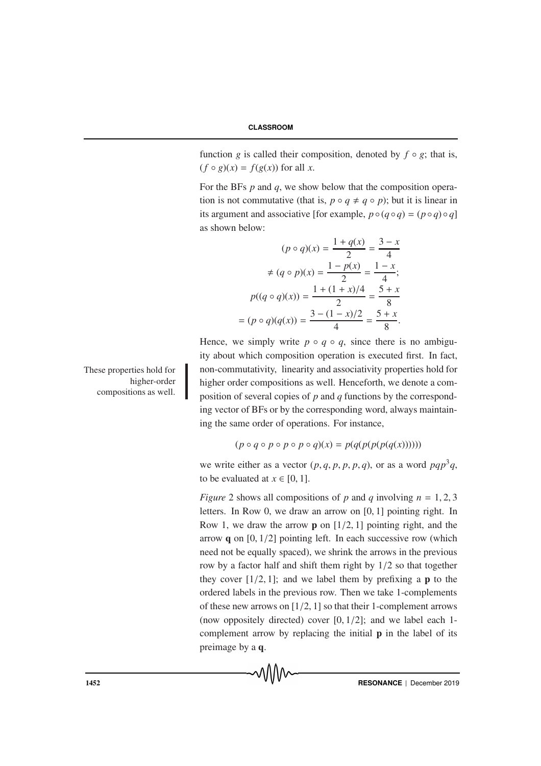function $g$ is called their composition, denoted by $f \circ g$; that is, $(f \circ g)(x) = f(g(x))$ for all $x$.

For the BFs $p$ and $q$, we show below that the composition operation is not commutative (that is, $p \circ q \neq q \circ p$); but it is linear in its argument and associative [for example, $p \circ (q \circ q) = (p \circ q) \circ q$] as shown below:

$$
\begin{aligned}
(p \circ q)(x) &= \frac{1 + q(x)}{2} = \frac{3 - x}{4} \\
\neq (q \circ p)(x) &= \frac{1 - p(x)}{2} = \frac{1 - x}{4}; \\
p((q \circ q)(x)) &= \frac{1 + (1 + x)/4}{2} = \frac{5 + x}{8} \\
= (p \circ q)(q(x)) &= \frac{3 - (1 - x)/2}{4} = \frac{5 + x}{8}.
\end{aligned}
$$

Hence, we simply write $p \circ q \circ q$, since there is no ambiguity about which composition operation is executed first. In fact, non-commutativity, linearity and associativity properties hold for higher order compositions as well. Henceforth, we denote a composition of several copies of $p$ and $q$ functions by the corresponding vector of BFs or by the corresponding word, always maintaining the same order of operations. For instance,

These properties hold for higher-order compositions as well.

$$(p \circ q \circ p \circ p \circ p \circ q)(x) = p(q(p(p(p(q(x))))))$$

we write either as a vector $(p, q, p, p, p, q)$, or as a word $pqp^3q$, to be evaluated at $x \in [0, 1]$.

*Figure* 2 shows all compositions of $p$ and $q$ involving $n = 1, 2, 3$ letters. In Row 0, we draw an arrow on $[0, 1]$ pointing right. In Row 1, we draw the arrow **p** on $[1/2, 1]$ pointing right, and the arrow **q** on $[0, 1/2]$ pointing left. In each successive row (which need not be equally spaced), we shrink the arrows in the previous row by a factor half and shift them right by $1/2$ so that together they cover $[1/2, 1]$; and we label them by prefixing a **p** to the ordered labels in the previous row. Then we take 1-complements of these new arrows on $[1/2, 1]$ so that their 1-complement arrows (now oppositely directed) cover $[0, 1/2]$; and we label each 1-complement arrow by replacing the initial **p** in the label of its preimage by a **q**.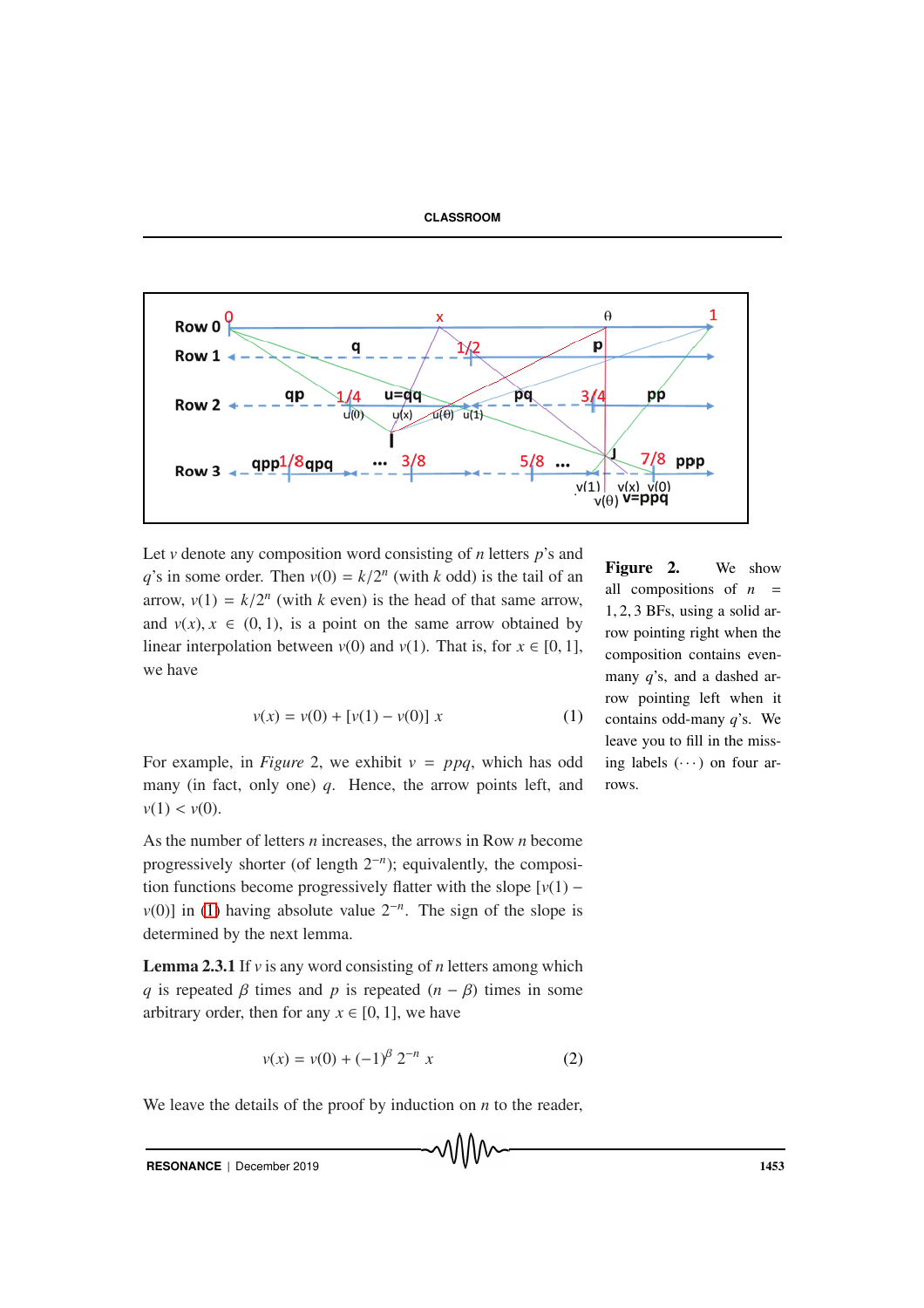**Figure 2.** We show all compositions of $n = 1, 2, 3$ BFs, using a solid arrow pointing right when the composition contains even-many $q$'s, and a dashed arrow pointing left when it contains odd-many $q$'s. We leave you to fill in the missing labels $(\cdots)$ on four arrows.

Let $v$ denote any composition word consisting of $n$ letters $p$'s and $q$'s in some order. Then $v(0) = k/2^n$ (with $k$ odd) is the tail of an arrow, $v(1) = k/2^n$ (with $k$ even) is the head of that same arrow, and $v(x), x \in (0, 1)$, is a point on the same arrow obtained by linear interpolation between $v(0)$ and $v(1)$. That is, for $x \in [0, 1]$, we have

$$v(x) = v(0) + [v(1) - v(0)]\, x \qquad (1)$$

For example, in *Figure* 2, we exhibit $v = ppq$, which has odd many (in fact, only one) $q$. Hence, the arrow points left, and $v(1) < v(0)$.

As the number of letters $n$ increases, the arrows in Row $n$ become progressively shorter (of length $2^{-n}$); equivalently, the composition functions become progressively flatter with the slope $[v(1) - v(0)]$ in (1) having absolute value $2^{-n}$. The sign of the slope is determined by the next lemma.

**Lemma 2.3.1** If $v$ is any word consisting of $n$ letters among which $q$ is repeated $\beta$ times and $p$ is repeated $(n - \beta)$ times in some arbitrary order, then for any $x \in [0, 1]$, we have

$$v(x) = v(0) + (-1)^{\beta}\, 2^{-n}\, x \qquad (2)$$

We leave the details of the proof by induction on $n$ to the reader,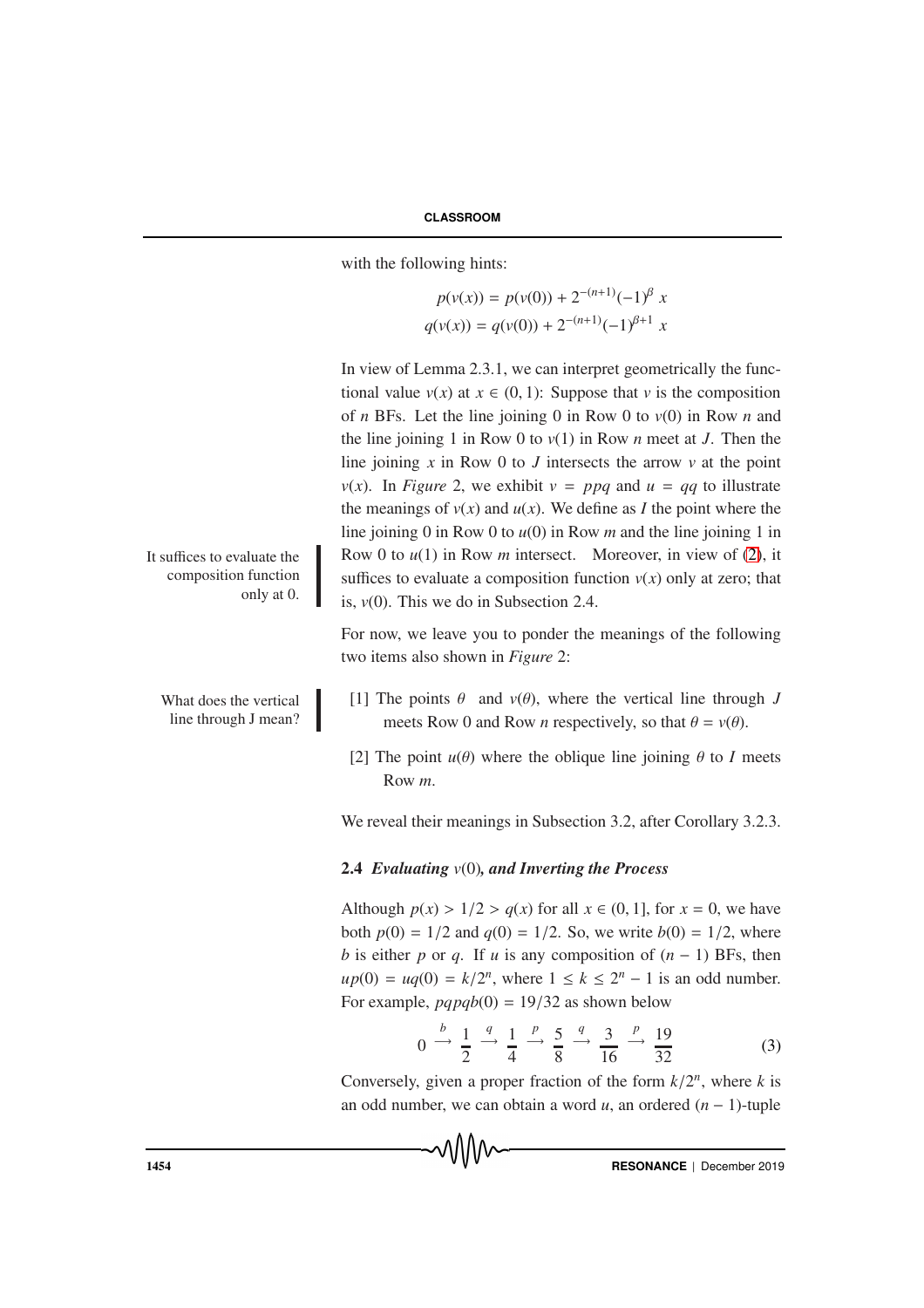with the following hints:

$$p(v(x)) = p(v(0)) + 2^{-(n+1)}(-1)^{\beta}\ x$$
$$q(v(x)) = q(v(0)) + 2^{-(n+1)}(-1)^{\beta+1}\ x$$

In view of Lemma 2.3.1, we can interpret geometrically the functional value $v(x)$ at $x \in (0, 1)$: Suppose that $v$ is the composition of $n$ BFs. Let the line joining 0 in Row 0 to $v(0)$ in Row $n$ and the line joining 1 in Row 0 to $v(1)$ in Row $n$ meet at $J$. Then the line joining $x$ in Row 0 to $J$ intersects the arrow $v$ at the point $v(x)$. In *Figure* 2, we exhibit $v = ppq$ and $u = qq$ to illustrate the meanings of $v(x)$ and $u(x)$. We define as $I$ the point where the line joining 0 in Row 0 to $u(0)$ in Row $m$ and the line joining 1 in Row 0 to $u(1)$ in Row $m$ intersect. Moreover, in view of (2), it suffices to evaluate a composition function $v(x)$ only at zero; that is, $v(0)$. This we do in Subsection 2.4.

It suffices to evaluate the composition function only at 0.

For now, we leave you to ponder the meanings of the following two items also shown in *Figure* 2:

What does the vertical line through J mean?

[1] The points $\theta$ and $v(\theta)$, where the vertical line through $J$ meets Row 0 and Row $n$ respectively, so that $\theta = v(\theta)$.

[2] The point $u(\theta)$ where the oblique line joining $\theta$ to $I$ meets Row $m$.

We reveal their meanings in Subsection 3.2, after Corollary 3.2.3.

### 2.4 *Evaluating* $v(0)$*, and Inverting the Process*

Although $p(x) > 1/2 > q(x)$ for all $x \in (0, 1]$, for $x = 0$, we have both $p(0) = 1/2$ and $q(0) = 1/2$. So, we write $b(0) = 1/2$, where $b$ is either $p$ or $q$. If $u$ is any composition of $(n-1)$ BFs, then $up(0) = uq(0) = k/2^n$, where $1 \le k \le 2^n - 1$ is an odd number. For example, $pqpqb(0) = 19/32$ as shown below

$$0 \xrightarrow{b} \frac{1}{2} \xrightarrow{q} \frac{1}{4} \xrightarrow{p} \frac{5}{8} \xrightarrow{q} \frac{3}{16} \xrightarrow{p} \frac{19}{32} \tag{3}$$

Conversely, given a proper fraction of the form $k/2^n$, where $k$ is an odd number, we can obtain a word $u$, an ordered $(n-1)$-tuple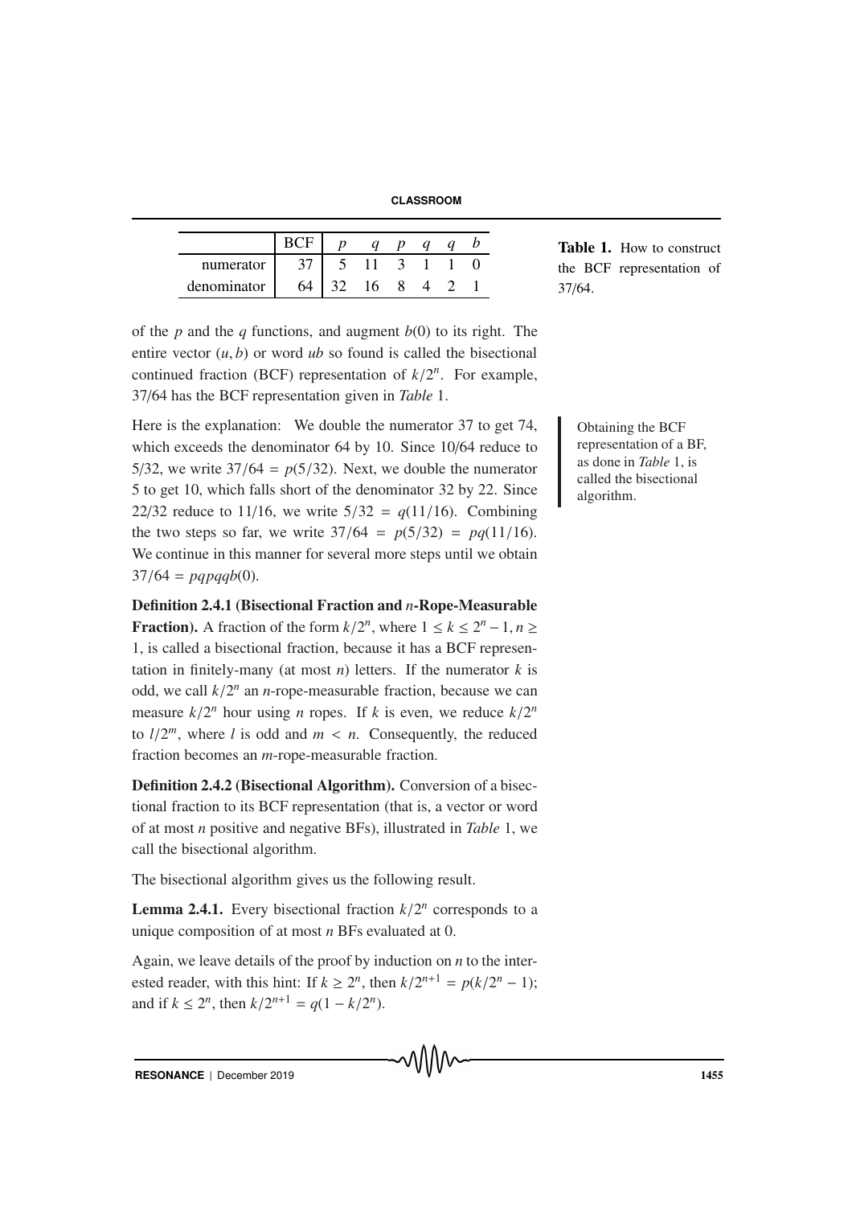| | BCF | $p$ | $q$ | $p$ | $q$ | $q$ | $b$ |
|---|---|---|---|---|---|---|---|
| numerator | 37 | 5 | 11 | 3 | 1 | 1 | 0 |
| denominator | 64 | 32 | 16 | 8 | 4 | 2 | 1 |

**Table 1.** How to construct the BCF representation of 37/64.

of the $p$ and the $q$ functions, and augment $b(0)$ to its right. The entire vector $(u, b)$ or word $ub$ so found is called the bisectional continued fraction (BCF) representation of $k/2^n$. For example, 37/64 has the BCF representation given in *Table* 1.

Here is the explanation: We double the numerator 37 to get 74, which exceeds the denominator 64 by 10. Since 10/64 reduce to 5/32, we write $37/64 = p(5/32)$. Next, we double the numerator 5 to get 10, which falls short of the denominator 32 by 22. Since 22/32 reduce to 11/16, we write $5/32 = q(11/16)$. Combining the two steps so far, we write $37/64 = p(5/32) = pq(11/16)$. We continue in this manner for several more steps until we obtain $37/64 = pqpqqb(0)$.

Obtaining the BCF representation of a BF, as done in *Table* 1, is called the bisectional algorithm.

**Definition 2.4.1 (Bisectional Fraction and $n$-Rope-Measurable Fraction).** A fraction of the form $k/2^n$, where $1 \leq k \leq 2^n - 1, n \geq 1$, is called a bisectional fraction, because it has a BCF representation in finitely-many (at most $n$) letters. If the numerator $k$ is odd, we call $k/2^n$ an $n$-rope-measurable fraction, because we can measure $k/2^n$ hour using $n$ ropes. If $k$ is even, we reduce $k/2^n$ to $l/2^m$, where $l$ is odd and $m < n$. Consequently, the reduced fraction becomes an $m$-rope-measurable fraction.

**Definition 2.4.2 (Bisectional Algorithm).** Conversion of a bisectional fraction to its BCF representation (that is, a vector or word of at most $n$ positive and negative BFs), illustrated in *Table* 1, we call the bisectional algorithm.

The bisectional algorithm gives us the following result.

**Lemma 2.4.1.** Every bisectional fraction $k/2^n$ corresponds to a unique composition of at most $n$ BFs evaluated at 0.

Again, we leave details of the proof by induction on $n$ to the interested reader, with this hint: If $k \geq 2^n$, then $k/2^{n+1} = p(k/2^n - 1)$; and if $k \leq 2^n$, then $k/2^{n+1} = q(1 - k/2^n)$.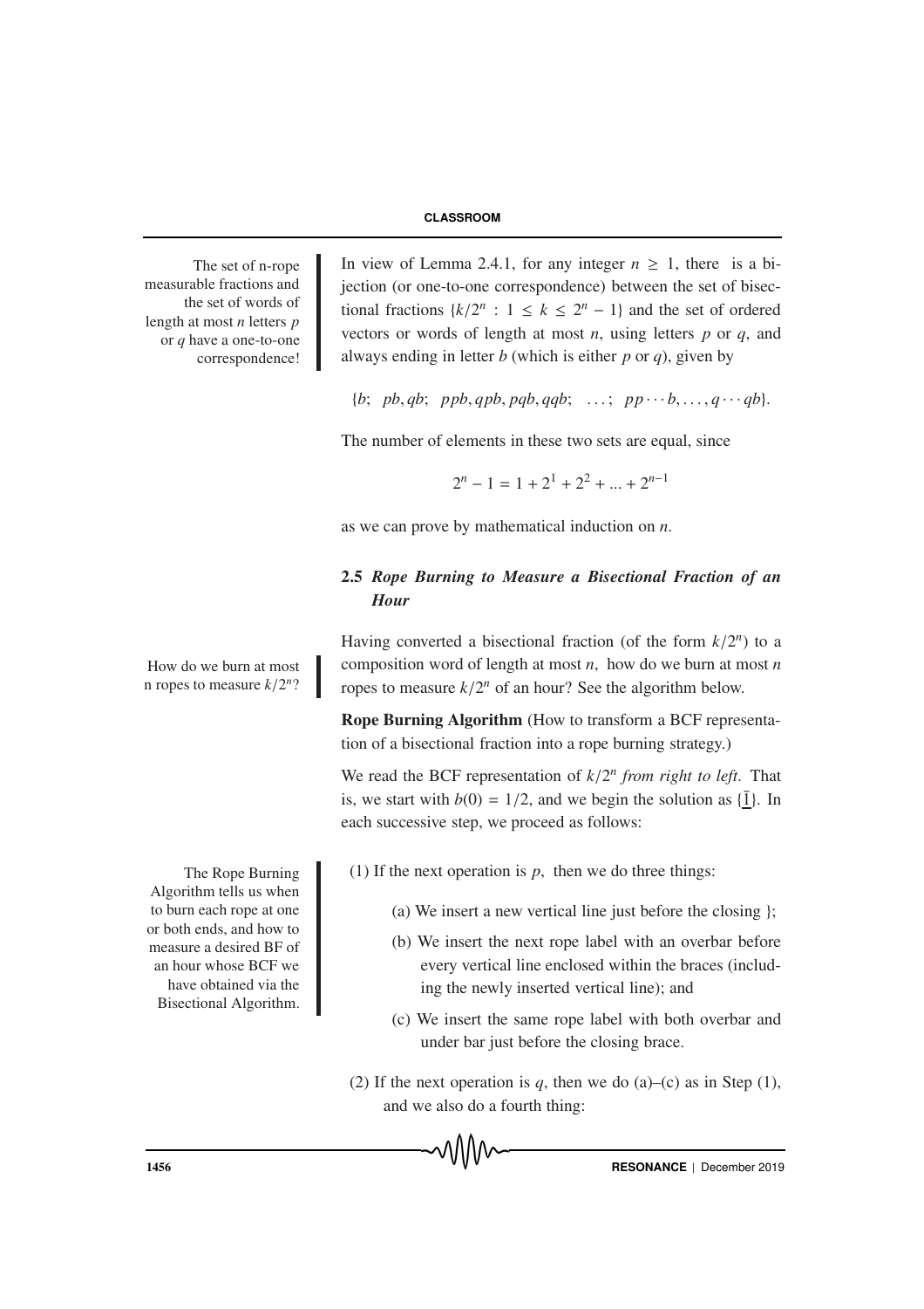The set of n-rope measurable fractions and the set of words of length at most $n$ letters $p$ or $q$ have a one-to-one correspondence!

In view of Lemma 2.4.1, for any integer $n \geq 1$, there is a bijection (or one-to-one correspondence) between the set of bisectional fractions $\{k/2^n : 1 \leq k \leq 2^n - 1\}$ and the set of ordered vectors or words of length at most $n$, using letters $p$ or $q$, and always ending in letter $b$ (which is either $p$ or $q$), given by

$$\{b;\ \ pb, qb;\ \ ppb, qpb, pqb, qqb;\ \ \ldots;\ \ pp\cdots b, \ldots, q\cdots qb\}.$$

The number of elements in these two sets are equal, since

$$2^n - 1 = 1 + 2^1 + 2^2 + \ldots + 2^{n-1}$$

as we can prove by mathematical induction on $n$.

## 2.5 *Rope Burning to Measure a Bisectional Fraction of an Hour*

How do we burn at most n ropes to measure $k/2^n$?

Having converted a bisectional fraction (of the form $k/2^n$) to a composition word of length at most $n$, how do we burn at most $n$ ropes to measure $k/2^n$ of an hour? See the algorithm below.

**Rope Burning Algorithm** (How to transform a BCF representation of a bisectional fraction into a rope burning strategy.)

We read the BCF representation of $k/2^n$ *from right to left*. That is, we start with $b(0) = 1/2$, and we begin the solution as $\{\underline{\bar{1}}\}$. In each successive step, we proceed as follows:

The Rope Burning Algorithm tells us when to burn each rope at one or both ends, and how to measure a desired BF of an hour whose BCF we have obtained via the Bisectional Algorithm.

(1) If the next operation is $p$, then we do three things:

- (a) We insert a new vertical line just before the closing };
- (b) We insert the next rope label with an overbar before every vertical line enclosed within the braces (including the newly inserted vertical line); and
- (c) We insert the same rope label with both overbar and under bar just before the closing brace.

(2) If the next operation is $q$, then we do (a)–(c) as in Step (1), and we also do a fourth thing: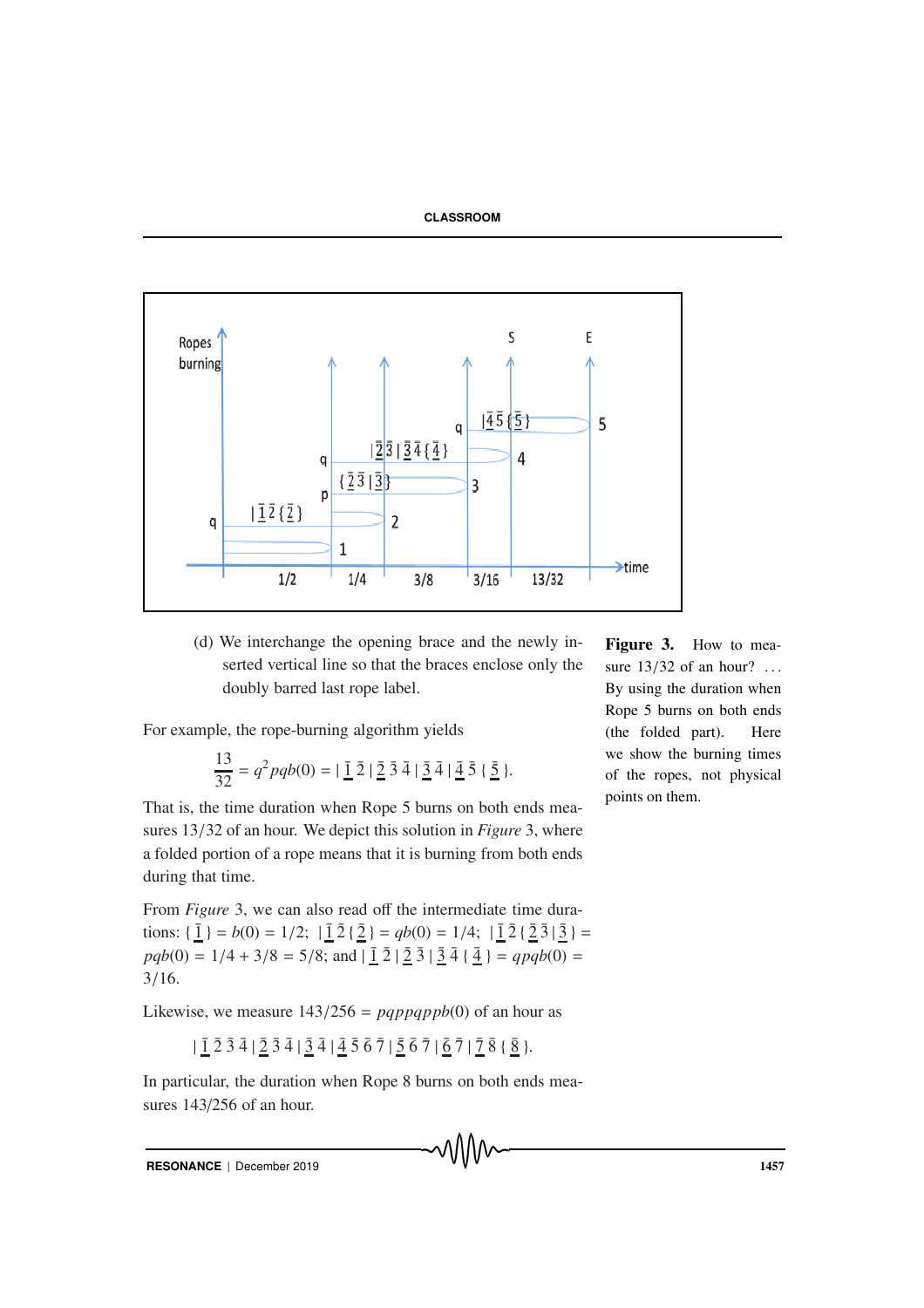(d) We interchange the opening brace and the newly inserted vertical line so that the braces enclose only the doubly barred last rope label.

Figure 3. How to measure 13/32 of an hour? … By using the duration when Rope 5 burns on both ends (the folded part). Here we show the burning times of the ropes, not physical points on them.

For example, the rope-burning algorithm yields

$$\frac{13}{32} = q^2pqb(0) = |\,\underline{\bar{1}}\;\bar{2}\,|\,\underline{\bar{2}}\;\bar{3}\;\bar{4}\,|\,\underline{\bar{3}}\;\bar{4}\,|\,\underline{\bar{4}}\;\bar{5}\,\{\,\underline{\bar{5}}\,\}.$$

That is, the time duration when Rope 5 burns on both ends measures 13/32 of an hour. We depict this solution in *Figure* 3, where a folded portion of a rope means that it is burning from both ends during that time.

From *Figure* 3, we can also read off the intermediate time durations: $\{\,\underline{\bar{1}}\,\} = b(0) = 1/2$; $|\,\underline{\bar{1}}\;\bar{2}\,\{\,\underline{\bar{2}}\,\} = qb(0) = 1/4$; $|\,\underline{\bar{1}}\;\bar{2}\,\{\,\underline{\bar{2}}\;\bar{3}\,|\,\underline{\bar{3}}\,\} = pqb(0) = 1/4 + 3/8 = 5/8$; and $|\,\underline{\bar{1}}\;\bar{2}\,|\,\underline{\bar{2}}\;\bar{3}\,|\,\underline{\bar{3}}\;\bar{4}\,\{\,\underline{\bar{4}}\,\} = qpqb(0) = 3/16$.

Likewise, we measure $143/256 = pqppqppb(0)$ of an hour as

$$|\,\underline{\bar{1}}\;\bar{2}\;\bar{3}\;\bar{4}\,|\,\underline{\bar{2}}\;\bar{3}\;\bar{4}\,|\,\underline{\bar{3}}\;\bar{4}\,|\,\underline{\bar{4}}\;\bar{5}\;\bar{6}\;\bar{7}\,|\,\underline{\bar{5}}\;\bar{6}\;\bar{7}\,|\,\underline{\bar{6}}\;\bar{7}\,|\,\underline{\bar{7}}\;\bar{8}\,\{\,\underline{\bar{8}}\,\}.$$

In particular, the duration when Rope 8 burns on both ends measures 143/256 of an hour.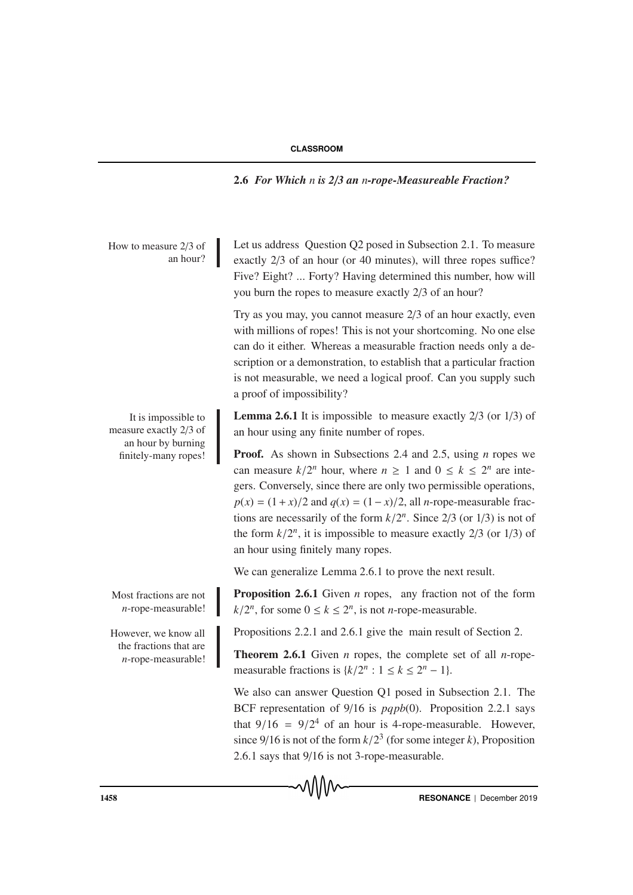### 2.6 *For Which n is 2/3 an n-rope-Measureable Fraction?*

How to measure 2/3 of an hour?

Let us address Question Q2 posed in Subsection 2.1. To measure exactly 2/3 of an hour (or 40 minutes), will three ropes suffice? Five? Eight? ... Forty? Having determined this number, how will you burn the ropes to measure exactly 2/3 of an hour?

Try as you may, you cannot measure 2/3 of an hour exactly, even with millions of ropes! This is not your shortcoming. No one else can do it either. Whereas a measurable fraction needs only a description or a demonstration, to establish that a particular fraction is not measurable, we need a logical proof. Can you supply such a proof of impossibility?

It is impossible to measure exactly 2/3 of an hour by burning finitely-many ropes!

**Lemma 2.6.1** It is impossible to measure exactly 2/3 (or 1/3) of an hour using any finite number of ropes.

**Proof.** As shown in Subsections 2.4 and 2.5, using $n$ ropes we can measure $k/2^n$ hour, where $n \geq 1$ and $0 \leq k \leq 2^n$ are integers. Conversely, since there are only two permissible operations, $p(x) = (1 + x)/2$ and $q(x) = (1 - x)/2$, all $n$-rope-measurable fractions are necessarily of the form $k/2^n$. Since 2/3 (or 1/3) is not of the form $k/2^n$, it is impossible to measure exactly 2/3 (or 1/3) of an hour using finitely many ropes.

We can generalize Lemma 2.6.1 to prove the next result.

Most fractions are not $n$-rope-measurable!

**Proposition 2.6.1** Given $n$ ropes, any fraction not of the form $k/2^n$, for some $0 \leq k \leq 2^n$, is not $n$-rope-measurable.

However, we know all the fractions that are $n$-rope-measurable!

Propositions 2.2.1 and 2.6.1 give the main result of Section 2.

**Theorem 2.6.1** Given $n$ ropes, the complete set of all $n$-rope-measurable fractions is $\{k/2^n : 1 \leq k \leq 2^n - 1\}$.

We also can answer Question Q1 posed in Subsection 2.1. The BCF representation of 9/16 is $pqpb(0)$. Proposition 2.2.1 says that $9/16 = 9/2^4$ of an hour is 4-rope-measurable. However, since 9/16 is not of the form $k/2^3$ (for some integer $k$), Proposition 2.6.1 says that 9/16 is not 3-rope-measurable.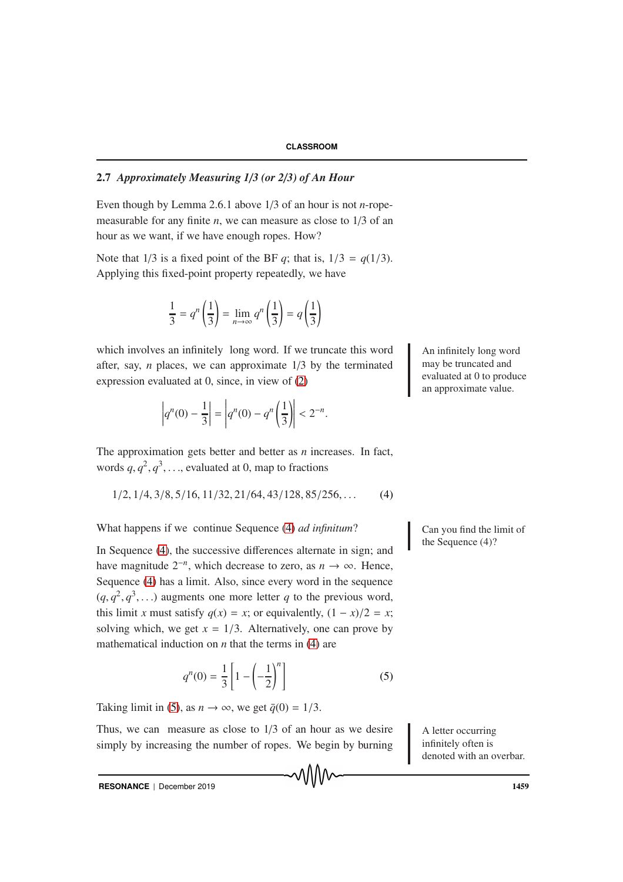### 2.7 *Approximately Measuring 1/3 (or 2/3) of An Hour*

Even though by Lemma 2.6.1 above 1/3 of an hour is not $n$-rope-measurable for any finite $n$, we can measure as close to 1/3 of an hour as we want, if we have enough ropes. How?

Note that 1/3 is a fixed point of the BF $q$; that is, $1/3 = q(1/3)$. Applying this fixed-point property repeatedly, we have

$$\frac{1}{3} = q^n\left(\frac{1}{3}\right) = \lim_{n\to\infty} q^n\left(\frac{1}{3}\right) = \bar{q}\left(\frac{1}{3}\right)$$

which involves an infinitely long word. If we truncate this word after, say, $n$ places, we can approximate 1/3 by the terminated expression evaluated at 0, since, in view of (2)

An infinitely long word may be truncated and evaluated at 0 to produce an approximate value.

$$\left|q^n(0) - \frac{1}{3}\right| = \left|q^n(0) - q^n\left(\frac{1}{3}\right)\right| < 2^{-n}.$$

The approximation gets better and better as $n$ increases. In fact, words $q, q^2, q^3, \ldots$, evaluated at 0, map to fractions

$$1/2, 1/4, 3/8, 5/16, 11/32, 21/64, 43/128, 85/256, \ldots \qquad (4)$$

What happens if we continue Sequence (4) *ad infinitum*?

Can you find the limit of the Sequence (4)?

In Sequence (4), the successive differences alternate in sign; and have magnitude $2^{-n}$, which decrease to zero, as $n \to \infty$. Hence, Sequence (4) has a limit. Also, since every word in the sequence $(q, q^2, q^3, \ldots)$ augments one more letter $q$ to the previous word, this limit $x$ must satisfy $q(x) = x$; or equivalently, $(1 - x)/2 = x$; solving which, we get $x = 1/3$. Alternatively, one can prove by mathematical induction on $n$ that the terms in (4) are

$$q^n(0) = \frac{1}{3}\left[1 - \left(-\frac{1}{2}\right)^n\right] \qquad (5)$$

Taking limit in (5), as $n \to \infty$, we get $\bar{q}(0) = 1/3$.

Thus, we can measure as close to 1/3 of an hour as we desire simply by increasing the number of ropes. We begin by burning

A letter occurring infinitely often is denoted with an overbar.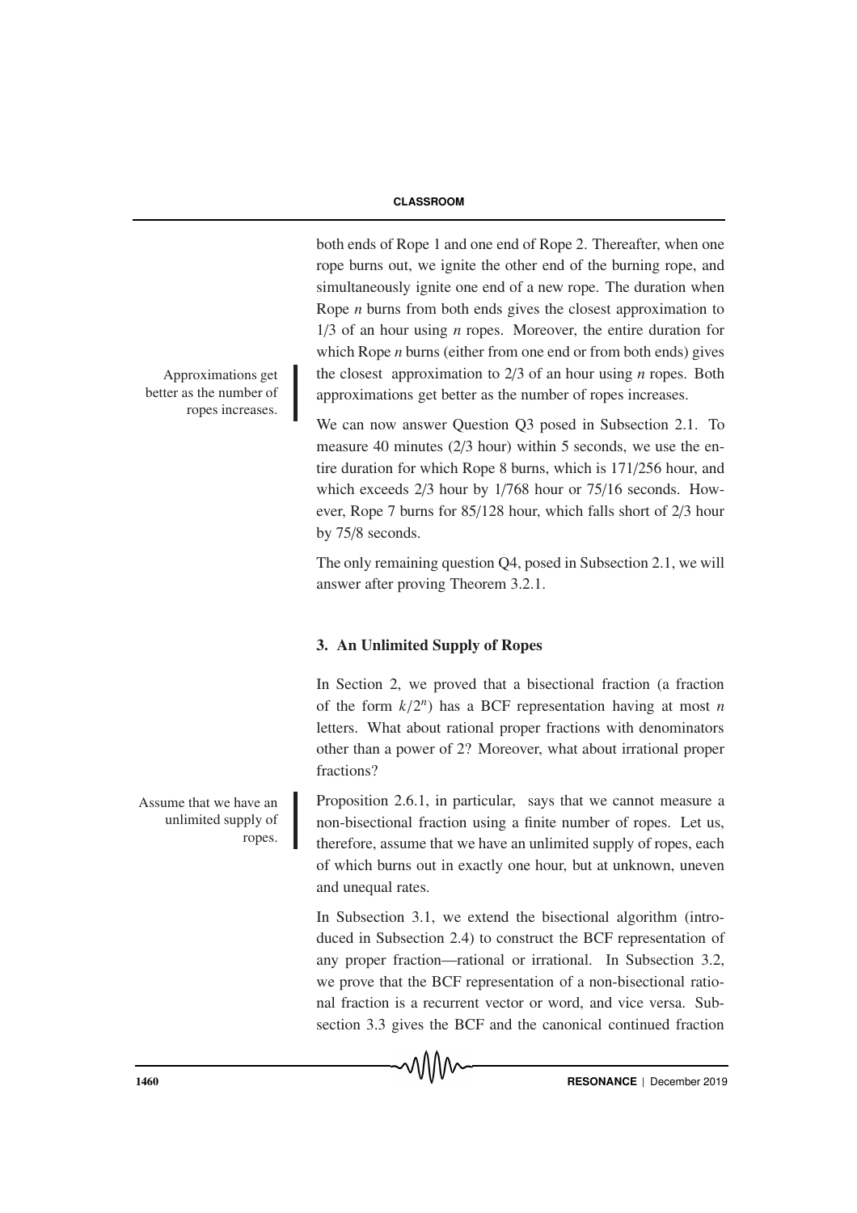both ends of Rope 1 and one end of Rope 2. Thereafter, when one rope burns out, we ignite the other end of the burning rope, and simultaneously ignite one end of a new rope. The duration when Rope $n$ burns from both ends gives the closest approximation to 1/3 of an hour using $n$ ropes. Moreover, the entire duration for which Rope $n$ burns (either from one end or from both ends) gives the closest approximation to 2/3 of an hour using $n$ ropes. Both approximations get better as the number of ropes increases.

Approximations get better as the number of ropes increases.

We can now answer Question Q3 posed in Subsection 2.1. To measure 40 minutes (2/3 hour) within 5 seconds, we use the entire duration for which Rope 8 burns, which is 171/256 hour, and which exceeds 2/3 hour by 1/768 hour or 75/16 seconds. However, Rope 7 burns for 85/128 hour, which falls short of 2/3 hour by 75/8 seconds.

The only remaining question Q4, posed in Subsection 2.1, we will answer after proving Theorem 3.2.1.

## 3. An Unlimited Supply of Ropes

In Section 2, we proved that a bisectional fraction (a fraction of the form $k/2^n$) has a BCF representation having at most $n$ letters. What about rational proper fractions with denominators other than a power of 2? Moreover, what about irrational proper fractions?

Assume that we have an unlimited supply of ropes.

Proposition 2.6.1, in particular, says that we cannot measure a non-bisectional fraction using a finite number of ropes. Let us, therefore, assume that we have an unlimited supply of ropes, each of which burns out in exactly one hour, but at unknown, uneven and unequal rates.

In Subsection 3.1, we extend the bisectional algorithm (introduced in Subsection 2.4) to construct the BCF representation of any proper fraction—rational or irrational. In Subsection 3.2, we prove that the BCF representation of a non-bisectional rational fraction is a recurrent vector or word, and vice versa. Subsection 3.3 gives the BCF and the canonical continued fraction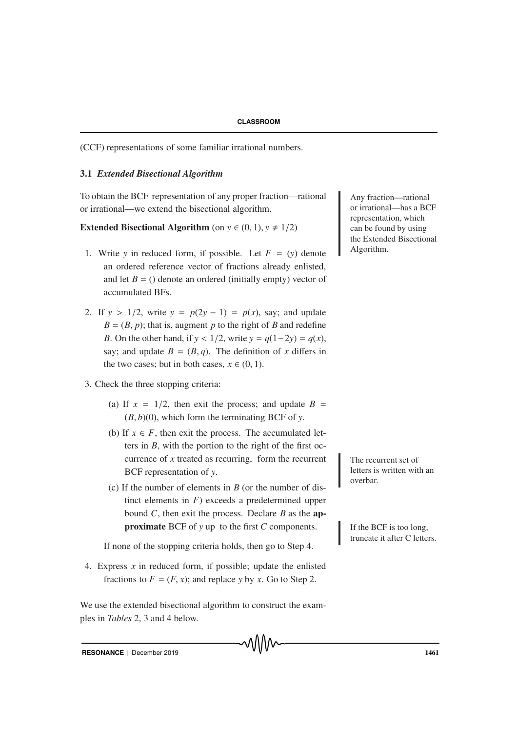(CCF) representations of some familiar irrational numbers.

### 3.1 *Extended Bisectional Algorithm*

To obtain the BCF representation of any proper fraction—rational or irrational—we extend the bisectional algorithm.

Any fraction—rational or irrational—has a BCF representation, which can be found by using the Extended Bisectional Algorithm.

**Extended Bisectional Algorithm** (on $y \in (0, 1), y \neq 1/2$)

1. Write $y$ in reduced form, if possible. Let $F = (y)$ denote an ordered reference vector of fractions already enlisted, and let $B = ()$ denote an ordered (initially empty) vector of accumulated BFs.

2. If $y > 1/2$, write $y = p(2y - 1) = p(x)$, say; and update $B = (B, p)$; that is, augment $p$ to the right of $B$ and redefine $B$. On the other hand, if $y < 1/2$, write $y = q(1-2y) = q(x)$, say; and update $B = (B, q)$. The definition of $x$ differs in the two cases; but in both cases, $x \in (0, 1)$.

3. Check the three stopping criteria:

   (a) If $x = 1/2$, then exit the process; and update $B = (B, b)(0)$, which form the terminating BCF of $y$.

   (b) If $x \in F$, then exit the process. The accumulated letters in $B$, with the portion to the right of the first occurrence of $x$ treated as recurring, form the recurrent BCF representation of $y$.

   (c) If the number of elements in $B$ (or the number of distinct elements in $F$) exceeds a predetermined upper bound $C$, then exit the process. Declare $B$ as the **approximate** BCF of $y$ up to the first $C$ components.

   If none of the stopping criteria holds, then go to Step 4.

4. Express $x$ in reduced form, if possible; update the enlisted fractions to $F = (F, x)$; and replace $y$ by $x$. Go to Step 2.

The recurrent set of letters is written with an overbar.

If the BCF is too long, truncate it after C letters.

We use the extended bisectional algorithm to construct the examples in *Tables* 2, 3 and 4 below.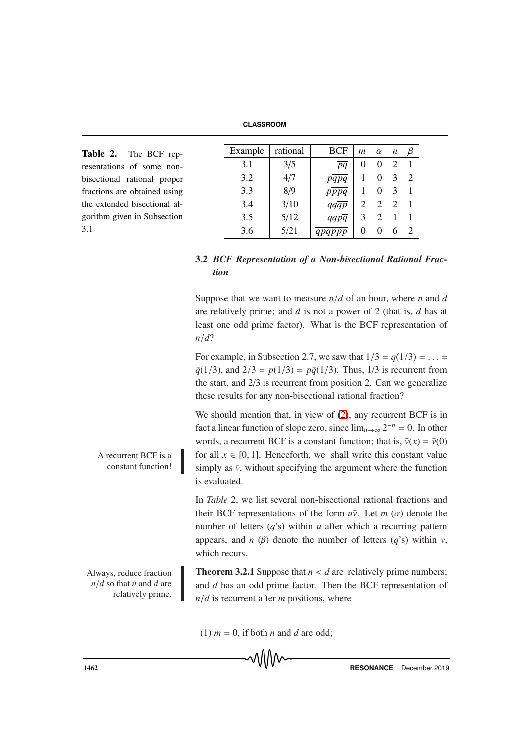**Table 2.** The BCF representations of some non-bisectional rational proper fractions are obtained using the extended bisectional algorithm given in Subsection 3.1

| Example | rational | BCF | $m$ | $\alpha$ | $n$ | $\beta$ |
|---|---|---|---|---|---|---|
| 3.1 | 3/5 | $\overline{pq}$ | 0 | 0 | 2 | 1 |
| 3.2 | 4/7 | $p\overline{qpq}$ | 1 | 0 | 3 | 2 |
| 3.3 | 8/9 | $p\overline{ppq}$ | 1 | 0 | 3 | 1 |
| 3.4 | 3/10 | $qq\overline{qp}$ | 2 | 2 | 2 | 1 |
| 3.5 | 5/12 | $qqp\overline{q}$ | 3 | 2 | 1 | 1 |
| 3.6 | 5/21 | $\overline{qpqppp}$ | 0 | 0 | 6 | 2 |

### 3.2 *BCF Representation of a Non-bisectional Rational Fraction*

Suppose that we want to measure $n/d$ of an hour, where $n$ and $d$ are relatively prime; and $d$ is not a power of 2 (that is, $d$ has at least one odd prime factor). What is the BCF representation of $n/d$?

For example, in Subsection 2.7, we saw that $1/3 = q(1/3) = \ldots = \bar{q}(1/3)$, and $2/3 = p(1/3) = p\bar{q}(1/3)$. Thus, 1/3 is recurrent from the start, and 2/3 is recurrent from position 2. Can we generalize these results for any non-bisectional rational fraction?

We should mention that, in view of (2), any recurrent BCF is in fact a linear function of slope zero, since $\lim_{n\to\infty} 2^{-n} = 0$. In other words, a recurrent BCF is a constant function; that is, $\bar{v}(x) = \bar{v}(0)$ for all $x \in [0, 1]$. Henceforth, we shall write this constant value simply as $\bar{v}$, without specifying the argument where the function is evaluated.

A recurrent BCF is a constant function!

In *Table* 2, we list several non-bisectional rational fractions and their BCF representations of the form $u\bar{v}$. Let $m$ ($\alpha$) denote the number of letters ($q$'s) within $u$ after which a recurring pattern appears, and $n$ ($\beta$) denote the number of letters ($q$'s) within $v$, which recurs.

Always, reduce fraction $n/d$ so that $n$ and $d$ are relatively prime.

**Theorem 3.2.1** Suppose that $n < d$ are relatively prime numbers; and $d$ has an odd prime factor. Then the BCF representation of $n/d$ is recurrent after $m$ positions, where

(1) $m = 0$, if both $n$ and $d$ are odd;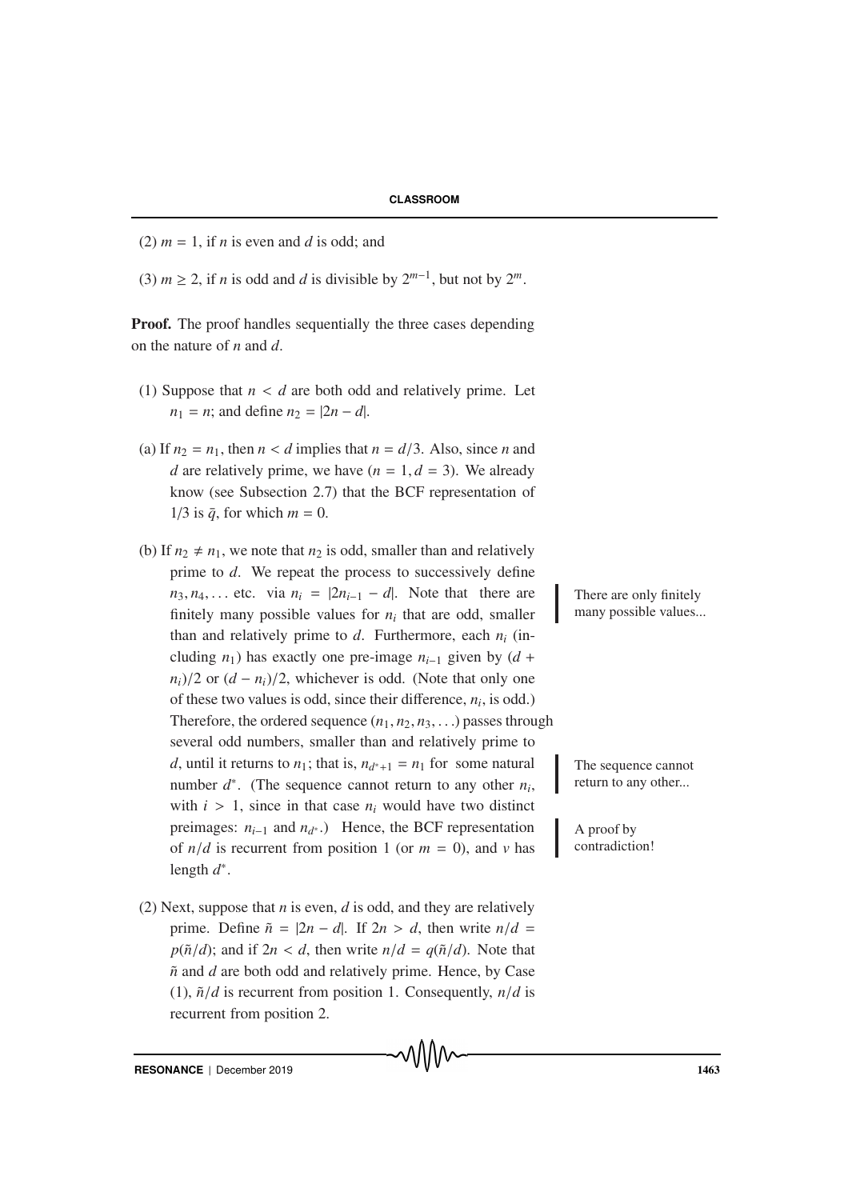(2) $m = 1$, if $n$ is even and $d$ is odd; and

(3) $m \geq 2$, if $n$ is odd and $d$ is divisible by $2^{m-1}$, but not by $2^m$.

**Proof.** The proof handles sequentially the three cases depending on the nature of $n$ and $d$.

(1) Suppose that $n < d$ are both odd and relatively prime. Let $n_1 = n$; and define $n_2 = |2n - d|$.

(a) If $n_2 = n_1$, then $n < d$ implies that $n = d/3$. Also, since $n$ and $d$ are relatively prime, we have $(n = 1, d = 3)$. We already know (see Subsection 2.7) that the BCF representation of $1/3$ is $\bar{q}$, for which $m = 0$.

(b) If $n_2 \neq n_1$, we note that $n_2$ is odd, smaller than and relatively prime to $d$. We repeat the process to successively define $n_3, n_4, \ldots$ etc. via $n_i = |2n_{i-1} - d|$. Note that there are finitely many possible values for $n_i$ that are odd, smaller than and relatively prime to $d$. Furthermore, each $n_i$ (including $n_1$) has exactly one pre-image $n_{i-1}$ given by $(d + n_i)/2$ or $(d - n_i)/2$, whichever is odd. (Note that only one of these two values is odd, since their difference, $n_i$, is odd.) Therefore, the ordered sequence $(n_1, n_2, n_3, \ldots)$ passes through several odd numbers, smaller than and relatively prime to $d$, until it returns to $n_1$; that is, $n_{d^*+1} = n_1$ for some natural number $d^*$. (The sequence cannot return to any other $n_i$, with $i > 1$, since in that case $n_i$ would have two distinct preimages: $n_{i-1}$ and $n_{d^*}$.) Hence, the BCF representation of $n/d$ is recurrent from position 1 (or $m = 0$), and $v$ has length $d^*$.

There are only finitely many possible values...

The sequence cannot return to any other...

A proof by contradiction!

(2) Next, suppose that $n$ is even, $d$ is odd, and they are relatively prime. Define $\tilde{n} = |2n - d|$. If $2n > d$, then write $n/d = p(\tilde{n}/d)$; and if $2n < d$, then write $n/d = q(\tilde{n}/d)$. Note that $\tilde{n}$ and $d$ are both odd and relatively prime. Hence, by Case (1), $\tilde{n}/d$ is recurrent from position 1. Consequently, $n/d$ is recurrent from position 2.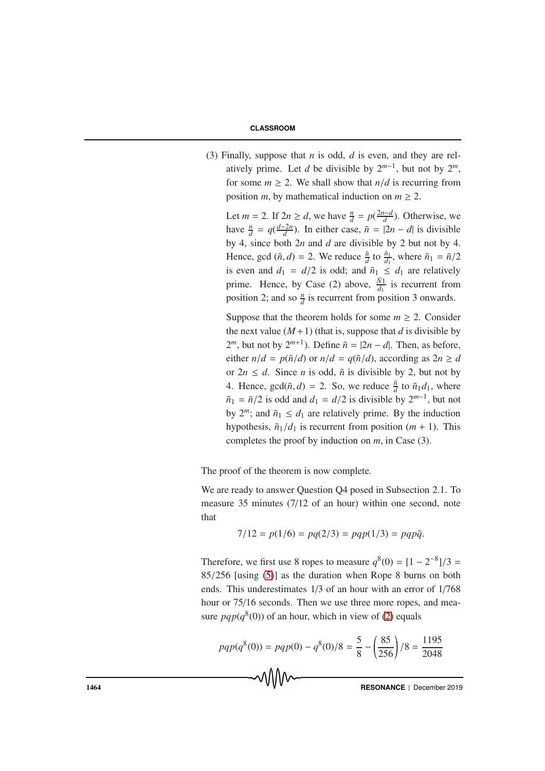(3) Finally, suppose that $n$ is odd, $d$ is even, and they are relatively prime. Let $d$ be divisible by $2^{m-1}$, but not by $2^m$, for some $m \geq 2$. We shall show that $n/d$ is recurring from position $m$, by mathematical induction on $m \geq 2$.

Let $m = 2$. If $2n \geq d$, we have $\frac{n}{d} = p(\frac{2n-d}{d})$. Otherwise, we have $\frac{n}{d} = q(\frac{d-2n}{d})$. In either case, $\tilde{n} = |2n - d|$ is divisible by 4, since both $2n$ and $d$ are divisible by 2 but not by 4. Hence, gcd $(\tilde{n}, d) = 2$. We reduce $\frac{\tilde{n}}{d}$ to $\frac{\tilde{n}_1}{d_1}$, where $\tilde{n}_1 = \tilde{n}/2$ is even and $d_1 = d/2$ is odd; and $\tilde{n}_1 \leq d_1$ are relatively prime. Hence, by Case (2) above, $\frac{\tilde{N}1}{d_1}$ is recurrent from position 2; and so $\frac{n}{d}$ is recurrent from position 3 onwards.

Suppose that the theorem holds for some $m \geq 2$. Consider the next value $(M+1)$ (that is, suppose that $d$ is divisible by $2^m$, but not by $2^{m+1}$). Define $\tilde{n} = |2n - d|$. Then, as before, either $n/d = p(\tilde{n}/d)$ or $n/d = q(\tilde{n}/d)$, according as $2n \geq d$ or $2n \leq d$. Since $n$ is odd, $\tilde{n}$ is divisible by 2, but not by 4. Hence, $\gcd(\tilde{n}, d) = 2$. So, we reduce $\frac{\tilde{n}}{d}$ to $\tilde{n}_1 d_1$, where $\tilde{n}_1 = \tilde{n}/2$ is odd and $d_1 = d/2$ is divisible by $2^{m-1}$, but not by $2^m$; and $\tilde{n}_1 \leq d_1$ are relatively prime. By the induction hypothesis, $\tilde{n}_1/d_1$ is recurrent from position $(m + 1)$. This completes the proof by induction on $m$, in Case (3).

The proof of the theorem is now complete.

We are ready to answer Question Q4 posed in Subsection 2.1. To measure 35 minutes (7/12 of an hour) within one second, note that

$$7/12 = p(1/6) = pq(2/3) = pqp(1/3) = pqp\bar{q}.$$

Therefore, we first use 8 ropes to measure $q^8(0) = [1 - 2^{-8}]/3 = 85/256$ [using (5)] as the duration when Rope 8 burns on both ends. This underestimates 1/3 of an hour with an error of 1/768 hour or 75/16 seconds. Then we use three more ropes, and measure $pqp(q^8(0))$ of an hour, which in view of (2) equals

$$pqp(q^8(0)) = pqp(0) - q^8(0)/8 = \frac{5}{8} - \left(\frac{85}{256}\right)/8 = \frac{1195}{2048}$$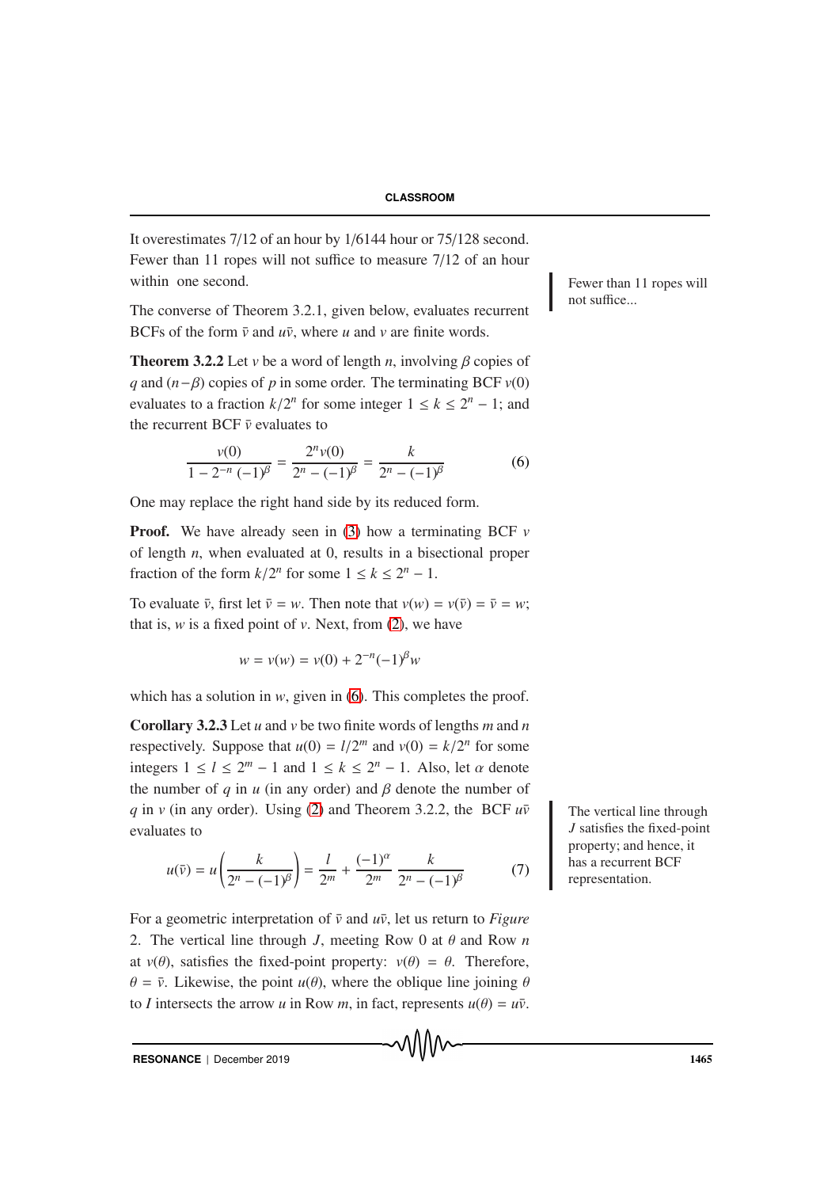It overestimates 7/12 of an hour by 1/6144 hour or 75/128 second. Fewer than 11 ropes will not suffice to measure 7/12 of an hour within one second.

Fewer than 11 ropes will not suffice...

The converse of Theorem 3.2.1, given below, evaluates recurrent BCFs of the form $\bar{v}$ and $u\bar{v}$, where $u$ and $v$ are finite words.

**Theorem 3.2.2** Let $v$ be a word of length $n$, involving $\beta$ copies of $q$ and $(n-\beta)$ copies of $p$ in some order. The terminating BCF $v(0)$ evaluates to a fraction $k/2^n$ for some integer $1 \le k \le 2^n - 1$; and the recurrent BCF $\bar{v}$ evaluates to

$$\frac{v(0)}{1-2^{-n}\,(-1)^{\beta}} = \frac{2^n v(0)}{2^n-(-1)^{\beta}} = \frac{k}{2^n-(-1)^{\beta}} \tag{6}$$

One may replace the right hand side by its reduced form.

**Proof.** We have already seen in (3) how a terminating BCF $v$ of length $n$, when evaluated at 0, results in a bisectional proper fraction of the form $k/2^n$ for some $1 \le k \le 2^n - 1$.

To evaluate $\bar{v}$, first let $\bar{v} = w$. Then note that $v(w) = v(\bar{v}) = \bar{v} = w$; that is, $w$ is a fixed point of $v$. Next, from (2), we have

$$w = v(w) = v(0) + 2^{-n}(-1)^{\beta}w$$

which has a solution in $w$, given in (6). This completes the proof.

**Corollary 3.2.3** Let $u$ and $v$ be two finite words of lengths $m$ and $n$ respectively. Suppose that $u(0) = l/2^m$ and $v(0) = k/2^n$ for some integers $1 \le l \le 2^m - 1$ and $1 \le k \le 2^n - 1$. Also, let $\alpha$ denote the number of $q$ in $u$ (in any order) and $\beta$ denote the number of $q$ in $v$ (in any order). Using (2) and Theorem 3.2.2, the BCF $u\bar{v}$ evaluates to

$$u(\bar{v}) = u\left(\frac{k}{2^n-(-1)^{\beta}}\right) = \frac{l}{2^m} + \frac{(-1)^{\alpha}}{2^m}\,\frac{k}{2^n-(-1)^{\beta}} \tag{7}$$

The vertical line through $J$ satisfies the fixed-point property; and hence, it has a recurrent BCF representation.

For a geometric interpretation of $\bar{v}$ and $u\bar{v}$, let us return to *Figure* 2. The vertical line through $J$, meeting Row 0 at $\theta$ and Row $n$ at $v(\theta)$, satisfies the fixed-point property: $v(\theta) = \theta$. Therefore, $\theta = \bar{v}$. Likewise, the point $u(\theta)$, where the oblique line joining $\theta$ to $I$ intersects the arrow $u$ in Row $m$, in fact, represents $u(\theta) = u\bar{v}$.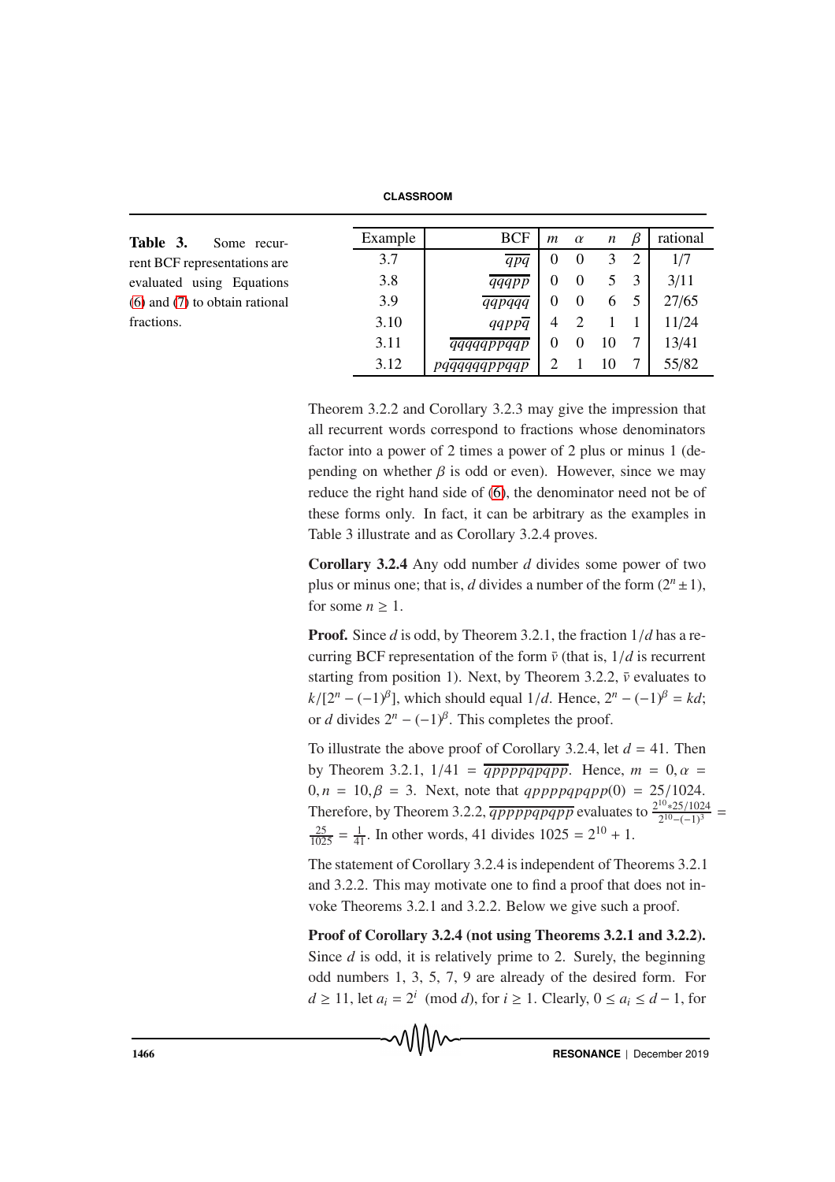**Table 3.** Some recurrent BCF representations are evaluated using Equations (6) and (7) to obtain rational fractions.

| Example | BCF | $m$ | $\alpha$ | $n$ | $\beta$ | rational |
|---|---|---|---|---|---|---|
| 3.7 | $\overline{qpq}$ | 0 | 0 | 3 | 2 | 1/7 |
| 3.8 | $\overline{qqqpp}$ | 0 | 0 | 5 | 3 | 3/11 |
| 3.9 | $\overline{qqpqqq}$ | 0 | 0 | 6 | 5 | 27/65 |
| 3.10 | $qqpp\overline{q}$ | 4 | 2 | 1 | 1 | 11/24 |
| 3.11 | $\overline{qqqqqppqqp}$ | 0 | 0 | 10 | 7 | 13/41 |
| 3.12 | $p\overline{qqqqqppqqp}$ | 2 | 1 | 10 | 7 | 55/82 |

Theorem 3.2.2 and Corollary 3.2.3 may give the impression that all recurrent words correspond to fractions whose denominators factor into a power of 2 times a power of 2 plus or minus 1 (depending on whether $\beta$ is odd or even). However, since we may reduce the right hand side of (6), the denominator need not be of these forms only. In fact, it can be arbitrary as the examples in Table 3 illustrate and as Corollary 3.2.4 proves.

**Corollary 3.2.4** Any odd number $d$ divides some power of two plus or minus one; that is, $d$ divides a number of the form $(2^n \pm 1)$, for some $n \geq 1$.

**Proof.** Since $d$ is odd, by Theorem 3.2.1, the fraction $1/d$ has a recurring BCF representation of the form $\bar{v}$ (that is, $1/d$ is recurrent starting from position 1). Next, by Theorem 3.2.2, $\bar{v}$ evaluates to $k/[2^n - (-1)^\beta]$, which should equal $1/d$. Hence, $2^n - (-1)^\beta = kd$; or $d$ divides $2^n - (-1)^\beta$. This completes the proof.

To illustrate the above proof of Corollary 3.2.4, let $d = 41$. Then by Theorem 3.2.1, $1/41 = \overline{qppppqpqpp}$. Hence, $m = 0, \alpha = 0, n = 10, \beta = 3$. Next, note that $qppppqpqpp(0) = 25/1024$. Therefore, by Theorem 3.2.2, $\overline{qppppqpqpp}$ evaluates to $\frac{2^{10} * 25/1024}{2^{10} - (-1)^3} = \frac{25}{1025} = \frac{1}{41}$. In other words, 41 divides $1025 = 2^{10} + 1$.

The statement of Corollary 3.2.4 is independent of Theorems 3.2.1 and 3.2.2. This may motivate one to find a proof that does not invoke Theorems 3.2.1 and 3.2.2. Below we give such a proof.

**Proof of Corollary 3.2.4 (not using Theorems 3.2.1 and 3.2.2).** Since $d$ is odd, it is relatively prime to 2. Surely, the beginning odd numbers 1, 3, 5, 7, 9 are already of the desired form. For $d \geq 11$, let $a_i = 2^i \pmod{d}$, for $i \geq 1$. Clearly, $0 \leq a_i \leq d - 1$, for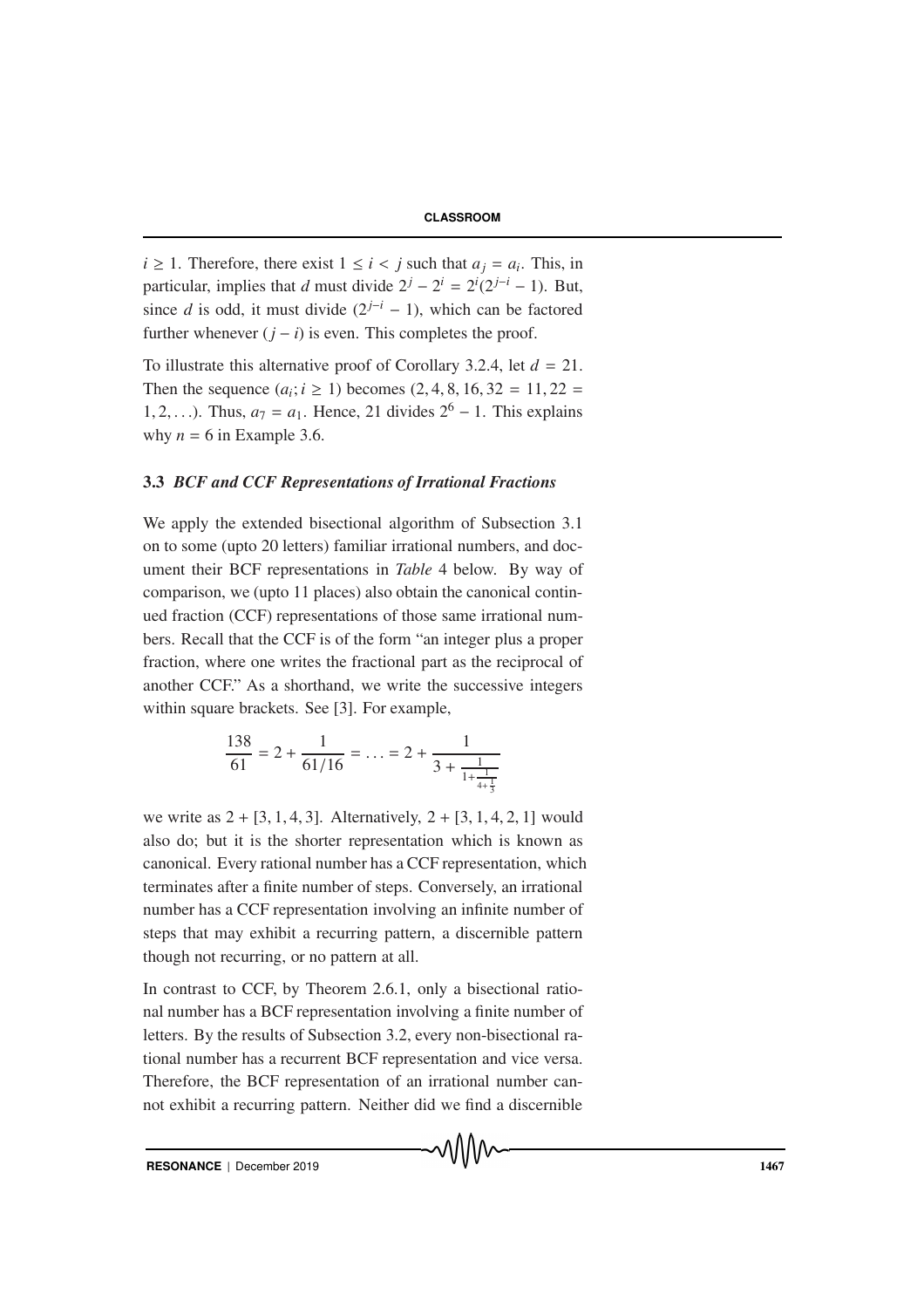$i \geq 1$. Therefore, there exist $1 \leq i < j$ such that $a_j = a_i$. This, in particular, implies that $d$ must divide $2^j - 2^i = 2^i(2^{j-i} - 1)$. But, since $d$ is odd, it must divide $(2^{j-i} - 1)$, which can be factored further whenever $(j - i)$ is even. This completes the proof.

To illustrate this alternative proof of Corollary 3.2.4, let $d = 21$. Then the sequence $(a_i; i \geq 1)$ becomes $(2, 4, 8, 16, 32 = 11, 22 = 1, 2, \ldots)$. Thus, $a_7 = a_1$. Hence, 21 divides $2^6 - 1$. This explains why $n = 6$ in Example 3.6.

### 3.3 *BCF and CCF Representations of Irrational Fractions*

We apply the extended bisectional algorithm of Subsection 3.1 on to some (upto 20 letters) familiar irrational numbers, and document their BCF representations in *Table* 4 below. By way of comparison, we (upto 11 places) also obtain the canonical continued fraction (CCF) representations of those same irrational numbers. Recall that the CCF is of the form "an integer plus a proper fraction, where one writes the fractional part as the reciprocal of another CCF." As a shorthand, we write the successive integers within square brackets. See [3]. For example,

$$\frac{138}{61} = 2 + \frac{1}{61/16} = \ldots = 2 + \frac{1}{3 + \frac{1}{1 + \frac{1}{4 + \frac{1}{3}}}}$$

we write as $2 + [3, 1, 4, 3]$. Alternatively, $2 + [3, 1, 4, 2, 1]$ would also do; but it is the shorter representation which is known as canonical. Every rational number has a CCF representation, which terminates after a finite number of steps. Conversely, an irrational number has a CCF representation involving an infinite number of steps that may exhibit a recurring pattern, a discernible pattern though not recurring, or no pattern at all.

In contrast to CCF, by Theorem 2.6.1, only a bisectional rational number has a BCF representation involving a finite number of letters. By the results of Subsection 3.2, every non-bisectional rational number has a recurrent BCF representation and vice versa. Therefore, the BCF representation of an irrational number cannot exhibit a recurring pattern. Neither did we find a discernible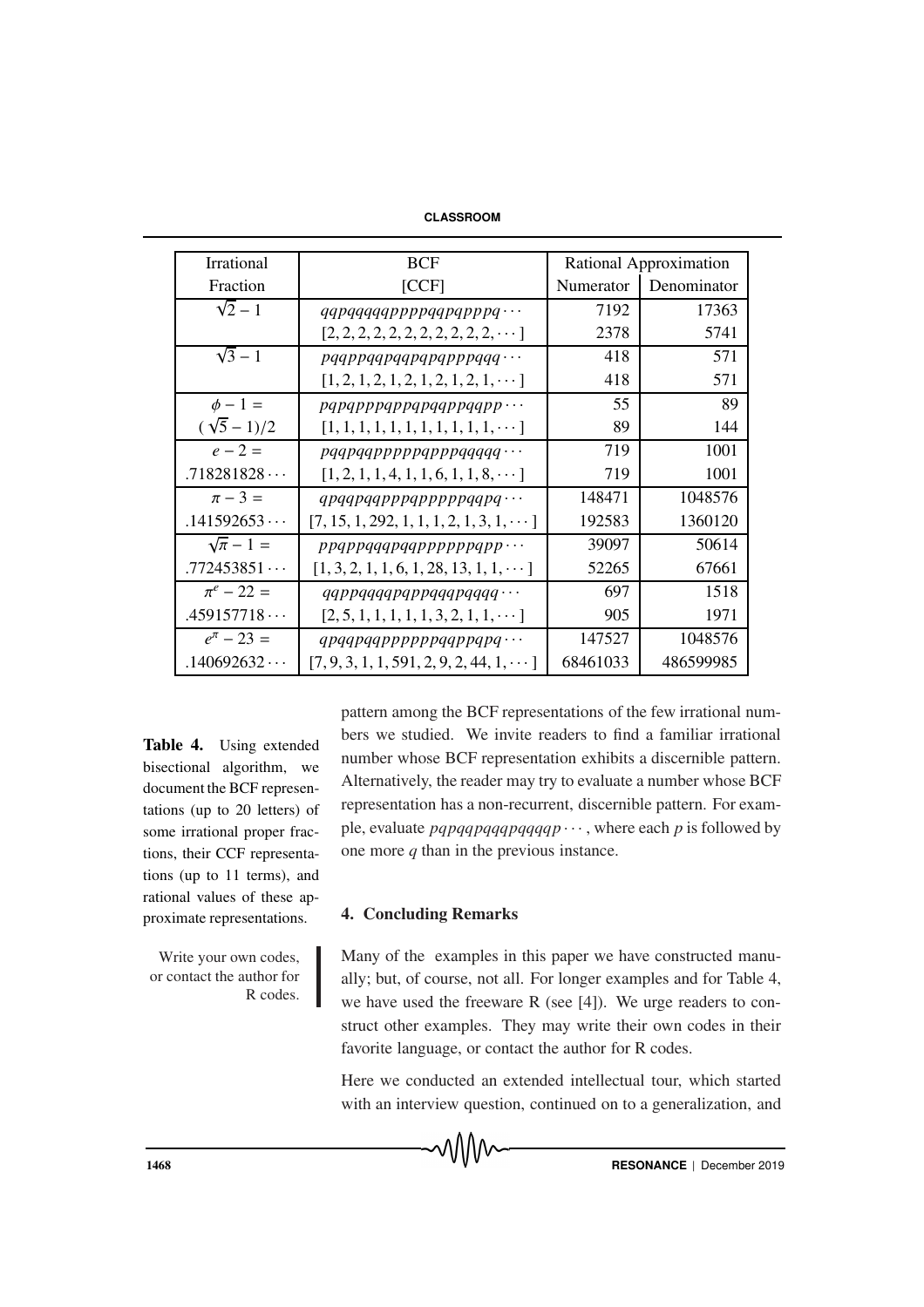| Irrational | BCF | Rational Approximation | |
|---|---|---|---|
| Fraction | [CCF] | Numerator | Denominator |
| $\sqrt{2}-1$ | $qqpqqqqqppppqqpqpppq\cdots$ | 7192 | 17363 |
| | $[2,2,2,2,2,2,2,2,2,2,2,\cdots]$ | 2378 | 5741 |
| $\sqrt{3}-1$ | $pqqppqqpqqpqpqppppqqq\cdots$ | 418 | 571 |
| | $[1,2,1,2,1,2,1,2,1,2,1,\cdots]$ | 418 | 571 |
| $\phi - 1 =$ | $pqpqpppqppqpqqppqqpp\cdots$ | 55 | 89 |
| $(\sqrt{5}-1)/2$ | $[1,1,1,1,1,1,1,1,1,1,1,\cdots]$ | 89 | 144 |
| $e-2=$ | $pqqpqqpppppqpppqqqqq\cdots$ | 719 | 1001 |
| $.718281828\cdots$ | $[1,2,1,1,4,1,1,6,1,1,8,\cdots]$ | 719 | 1001 |
| $\pi - 3 =$ | $qpqqpqqpppqppppppqqpq\cdots$ | 148471 | 1048576 |
| $.141592653\cdots$ | $[7,15,1,292,1,1,1,2,1,3,1,\cdots]$ | 192583 | 1360120 |
| $\sqrt{\pi}-1=$ | $ppqppqqqpqqppppppppqpp\cdots$ | 39097 | 50614 |
| $.772453851\cdots$ | $[1,3,2,1,1,6,1,28,13,1,1,\cdots]$ | 52265 | 67661 |
| $\pi^e - 22 =$ | $qqppqqqqpqppqqqpqqqq\cdots$ | 697 | 1518 |
| $.459157718\cdots$ | $[2,5,1,1,1,1,1,3,2,1,1,\cdots]$ | 905 | 1971 |
| $e^\pi - 23 =$ | $qpqqpqqpppppqqppqpq\cdots$ | 147527 | 1048576 |
| $.140692632\cdots$ | $[7,9,3,1,1,591,2,9,2,44,1,\cdots]$ | 68461033 | 486599985 |

**Table 4.** Using extended bisectional algorithm, we document the BCF representations (up to 20 letters) of some irrational proper fractions, their CCF representations (up to 11 terms), and rational values of these approximate representations.

pattern among the BCF representations of the few irrational numbers we studied. We invite readers to find a familiar irrational number whose BCF representation exhibits a discernible pattern. Alternatively, the reader may try to evaluate a number whose BCF representation has a non-recurrent, discernible pattern. For example, evaluate $pqpqqpqqqpqqqqp\cdots$, where each $p$ is followed by one more $q$ than in the previous instance.

## 4. Concluding Remarks

Write your own codes, or contact the author for R codes.

Many of the examples in this paper we have constructed manually; but, of course, not all. For longer examples and for Table 4, we have used the freeware R (see [4]). We urge readers to construct other examples. They may write their own codes in their favorite language, or contact the author for R codes.

Here we conducted an extended intellectual tour, which started with an interview question, continued on to a generalization, and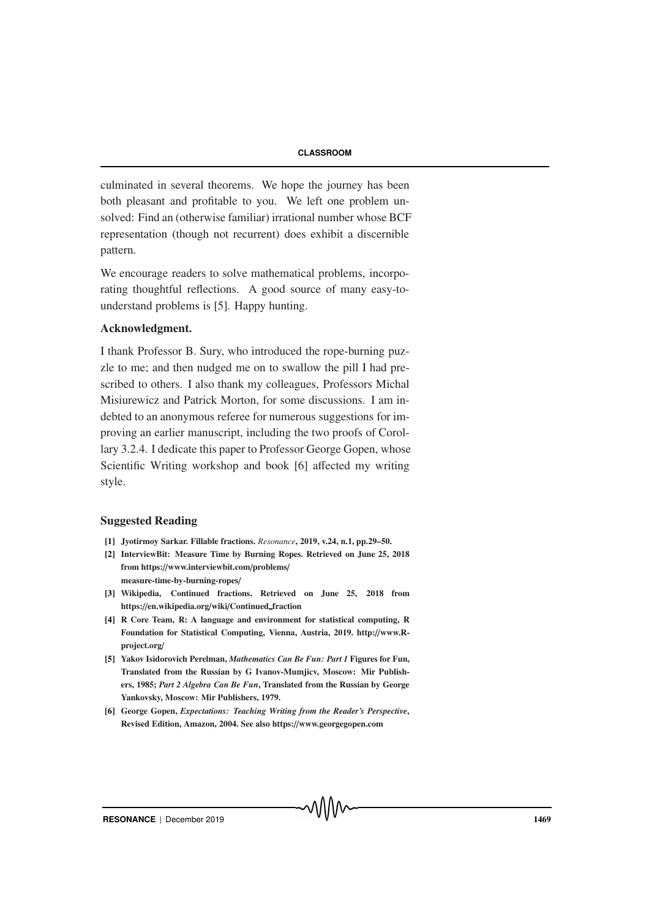culminated in several theorems. We hope the journey has been both pleasant and profitable to you. We left one problem unsolved: Find an (otherwise familiar) irrational number whose BCF representation (though not recurrent) does exhibit a discernible pattern.

We encourage readers to solve mathematical problems, incorporating thoughtful reflections. A good source of many easy-to-understand problems is [5]. Happy hunting.

### Acknowledgment.

I thank Professor B. Sury, who introduced the rope-burning puzzle to me; and then nudged me on to swallow the pill I had prescribed to others. I also thank my colleagues, Professors Michal Misiurewicz and Patrick Morton, for some discussions. I am indebted to an anonymous referee for numerous suggestions for improving an earlier manuscript, including the two proofs of Corollary 3.2.4. I dedicate this paper to Professor George Gopen, whose Scientific Writing workshop and book [6] affected my writing style.

## Suggested Reading

[1] Jyotirmoy Sarkar. Fillable fractions. *Resonance*, 2019, v.24, n.1, pp.29–50.

[2] InterviewBit: Measure Time by Burning Ropes. Retrieved on June 25, 2018 from https://www.interviewbit.com/problems/measure-time-by-burning-ropes/

[3] Wikipedia, Continued fractions. Retrieved on June 25, 2018 from https://en.wikipedia.org/wiki/Continued_fraction

[4] R Core Team, R: A language and environment for statistical computing, R Foundation for Statistical Computing, Vienna, Austria, 2019. http://www.R-project.org/

[5] Yakov Isidorovich Perelman, *Mathematics Can Be Fun: Part 1* Figures for Fun, Translated from the Russian by G Ivanov-Mumjicv, Moscow: Mir Publishers, 1985; *Part 2 Algebra Can Be Fun*, Translated from the Russian by George Yankovsky, Moscow: Mir Publishers, 1979.

[6] George Gopen, *Expectations: Teaching Writing from the Reader's Perspective*, Revised Edition, Amazon, 2004. See also https://www.georgegopen.com